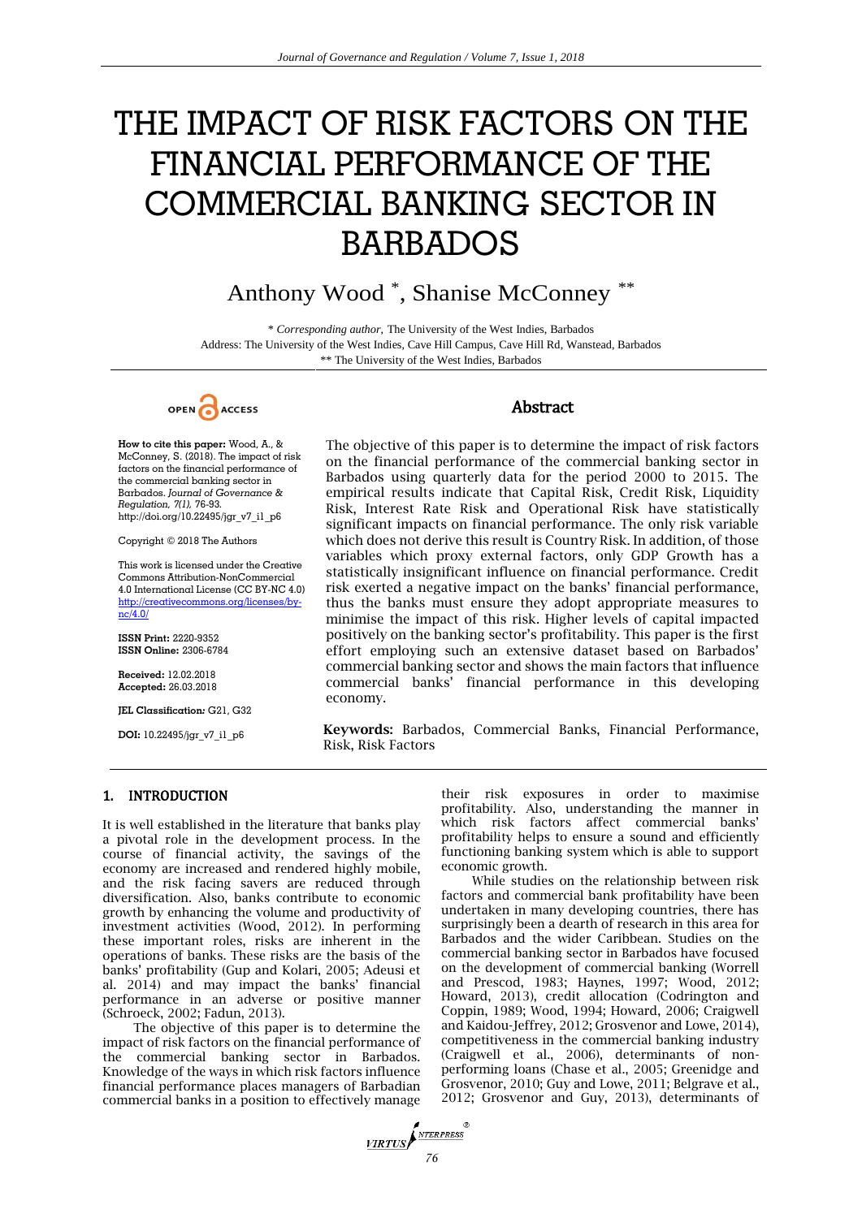# THE IMPACT OF RISK FACTORS ON THE FINANCIAL PERFORMANCE OF THE COMMERCIAL BANKING SECTOR IN BARBADOS

Anthony Wood *, Shanise McConney **

\* *Corresponding author,* The University of the West Indies, Barbados
Address: The University of the West Indies, Cave Hill Campus, Cave Hill Rd, Wanstead, Barbados
** The University of the West Indies, Barbados

OPEN ACCESS

**How to cite this paper:** Wood, A., & McConney, S. (2018). The impact of risk factors on the financial performance of the commercial banking sector in Barbados. *Journal of Governance & Regulation, 7(1),* 76-93. http://doi.org/10.22495/jgr_v7_i1_p6

Copyright © 2018 The Authors

This work is licensed under the Creative Commons Attribution-NonCommercial 4.0 International License (CC BY-NC 4.0) http://creativecommons.org/licenses/by-nc/4.0/

**ISSN Print:** 2220-9352
**ISSN Online:** 2306-6784

**Received:** 12.02.2018
**Accepted:** 26.03.2018

**JEL Classification:** G21, G32

**DOI:** 10.22495/jgr_v7_i1_p6

## Abstract

The objective of this paper is to determine the impact of risk factors on the financial performance of the commercial banking sector in Barbados using quarterly data for the period 2000 to 2015. The empirical results indicate that Capital Risk, Credit Risk, Liquidity Risk, Interest Rate Risk and Operational Risk have statistically significant impacts on financial performance. The only risk variable which does not derive this result is Country Risk. In addition, of those variables which proxy external factors, only GDP Growth has a statistically insignificant influence on financial performance. Credit risk exerted a negative impact on the banks' financial performance, thus the banks must ensure they adopt appropriate measures to minimise the impact of this risk. Higher levels of capital impacted positively on the banking sector's profitability. This paper is the first effort employing such an extensive dataset based on Barbados' commercial banking sector and shows the main factors that influence commercial banks' financial performance in this developing economy.

**Keywords:** Barbados, Commercial Banks, Financial Performance, Risk, Risk Factors

## 1. INTRODUCTION

It is well established in the literature that banks play a pivotal role in the development process. In the course of financial activity, the savings of the economy are increased and rendered highly mobile, and the risk facing savers are reduced through diversification. Also, banks contribute to economic growth by enhancing the volume and productivity of investment activities (Wood, 2012). In performing these important roles, risks are inherent in the operations of banks. These risks are the basis of the banks' profitability (Gup and Kolari, 2005; Adeusi et al. 2014) and may impact the banks' financial performance in an adverse or positive manner (Schroeck, 2002; Fadun, 2013).

The objective of this paper is to determine the impact of risk factors on the financial performance of the commercial banking sector in Barbados. Knowledge of the ways in which risk factors influence financial performance places managers of Barbadian commercial banks in a position to effectively manage their risk exposures in order to maximise profitability. Also, understanding the manner in which risk factors affect commercial banks' profitability helps to ensure a sound and efficiently functioning banking system which is able to support economic growth.

While studies on the relationship between risk factors and commercial bank profitability have been undertaken in many developing countries, there has surprisingly been a dearth of research in this area for Barbados and the wider Caribbean. Studies on the commercial banking sector in Barbados have focused on the development of commercial banking (Worrell and Prescod, 1983; Haynes, 1997; Wood, 2012; Howard, 2013), credit allocation (Codrington and Coppin, 1989; Wood, 1994; Howard, 2006; Craigwell and Kaidou-Jeffrey, 2012; Grosvenor and Lowe, 2014), competitiveness in the commercial banking industry (Craigwell et al., 2006), determinants of non-performing loans (Chase et al., 2005; Greenidge and Grosvenor, 2010; Guy and Lowe, 2011; Belgrave et al., 2012; Grosvenor and Guy, 2013), determinants of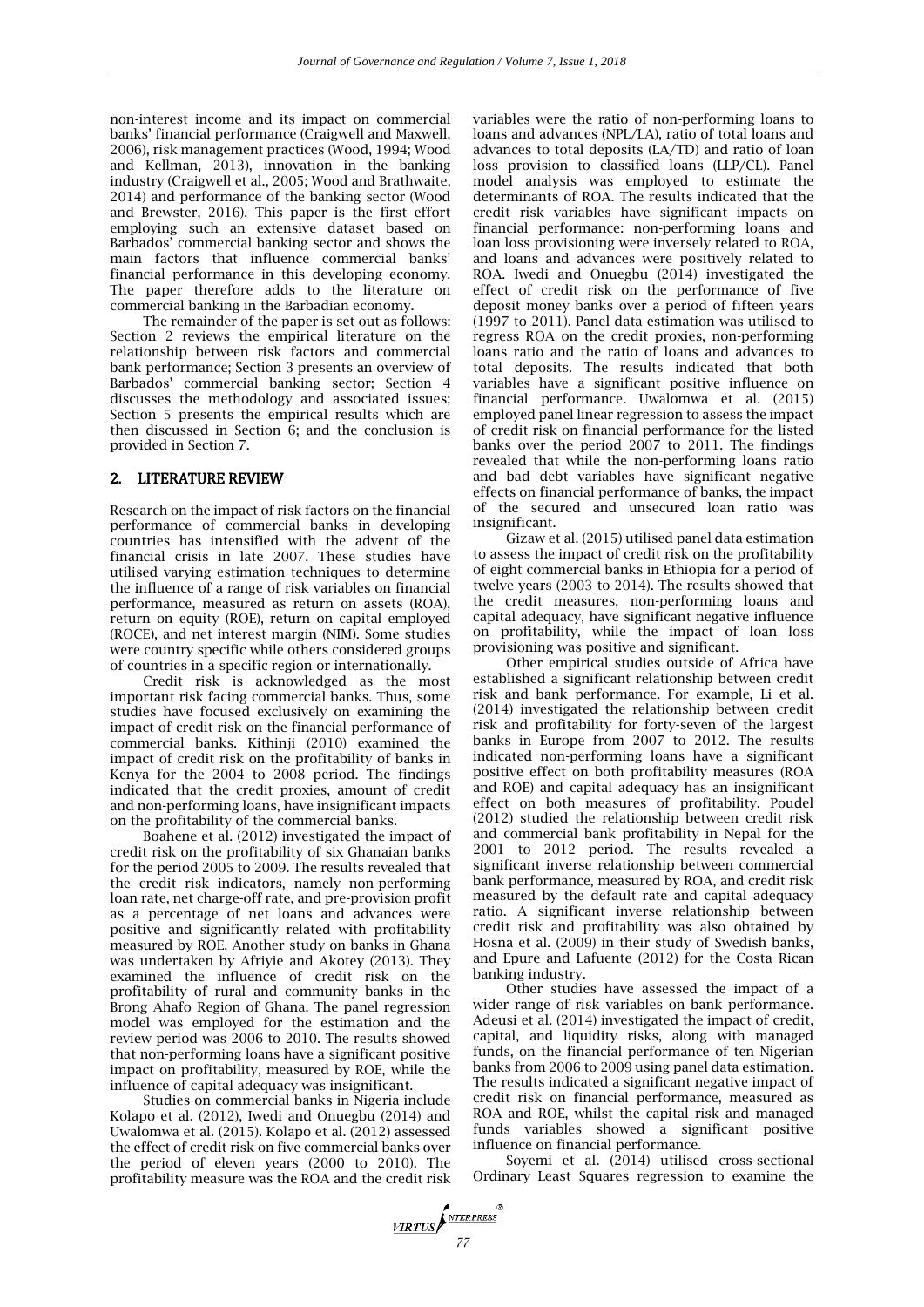non-interest income and its impact on commercial banks' financial performance (Craigwell and Maxwell, 2006), risk management practices (Wood, 1994; Wood and Kellman, 2013), innovation in the banking industry (Craigwell et al., 2005; Wood and Brathwaite, 2014) and performance of the banking sector (Wood and Brewster, 2016). This paper is the first effort employing such an extensive dataset based on Barbados' commercial banking sector and shows the main factors that influence commercial banks' financial performance in this developing economy. The paper therefore adds to the literature on commercial banking in the Barbadian economy.

The remainder of the paper is set out as follows: Section 2 reviews the empirical literature on the relationship between risk factors and commercial bank performance; Section 3 presents an overview of Barbados' commercial banking sector; Section 4 discusses the methodology and associated issues; Section 5 presents the empirical results which are then discussed in Section 6; and the conclusion is provided in Section 7.

## 2. LITERATURE REVIEW

Research on the impact of risk factors on the financial performance of commercial banks in developing countries has intensified with the advent of the financial crisis in late 2007. These studies have utilised varying estimation techniques to determine the influence of a range of risk variables on financial performance, measured as return on assets (ROA), return on equity (ROE), return on capital employed (ROCE), and net interest margin (NIM). Some studies were country specific while others considered groups of countries in a specific region or internationally.

Credit risk is acknowledged as the most important risk facing commercial banks. Thus, some studies have focused exclusively on examining the impact of credit risk on the financial performance of commercial banks. Kithinji (2010) examined the impact of credit risk on the profitability of banks in Kenya for the 2004 to 2008 period. The findings indicated that the credit proxies, amount of credit and non-performing loans, have insignificant impacts on the profitability of the commercial banks.

Boahene et al. (2012) investigated the impact of credit risk on the profitability of six Ghanaian banks for the period 2005 to 2009. The results revealed that the credit risk indicators, namely non-performing loan rate, net charge-off rate, and pre-provision profit as a percentage of net loans and advances were positive and significantly related with profitability measured by ROE. Another study on banks in Ghana was undertaken by Afriyie and Akotey (2013). They examined the influence of credit risk on the profitability of rural and community banks in the Brong Ahafo Region of Ghana. The panel regression model was employed for the estimation and the review period was 2006 to 2010. The results showed that non-performing loans have a significant positive impact on profitability, measured by ROE, while the influence of capital adequacy was insignificant.

Studies on commercial banks in Nigeria include Kolapo et al. (2012), Iwedi and Onuegbu (2014) and Uwalomwa et al. (2015). Kolapo et al. (2012) assessed the effect of credit risk on five commercial banks over the period of eleven years (2000 to 2010). The profitability measure was the ROA and the credit risk variables were the ratio of non-performing loans to loans and advances (NPL/LA), ratio of total loans and advances to total deposits (LA/TD) and ratio of loan loss provision to classified loans (LLP/CL). Panel model analysis was employed to estimate the determinants of ROA. The results indicated that the credit risk variables have significant impacts on financial performance: non-performing loans and loan loss provisioning were inversely related to ROA, and loans and advances were positively related to ROA. Iwedi and Onuegbu (2014) investigated the effect of credit risk on the performance of five deposit money banks over a period of fifteen years (1997 to 2011). Panel data estimation was utilised to regress ROA on the credit proxies, non-performing loans ratio and the ratio of loans and advances to total deposits. The results indicated that both variables have a significant positive influence on financial performance. Uwalomwa et al. (2015) employed panel linear regression to assess the impact of credit risk on financial performance for the listed banks over the period 2007 to 2011. The findings revealed that while the non-performing loans ratio and bad debt variables have significant negative effects on financial performance of banks, the impact of the secured and unsecured loan ratio was insignificant.

Gizaw et al. (2015) utilised panel data estimation to assess the impact of credit risk on the profitability of eight commercial banks in Ethiopia for a period of twelve years (2003 to 2014). The results showed that the credit measures, non-performing loans and capital adequacy, have significant negative influence on profitability, while the impact of loan loss provisioning was positive and significant.

Other empirical studies outside of Africa have established a significant relationship between credit risk and bank performance. For example, Li et al. (2014) investigated the relationship between credit risk and profitability for forty-seven of the largest banks in Europe from 2007 to 2012. The results indicated non-performing loans have a significant positive effect on both profitability measures (ROA and ROE) and capital adequacy has an insignificant effect on both measures of profitability. Poudel (2012) studied the relationship between credit risk and commercial bank profitability in Nepal for the 2001 to 2012 period. The results revealed a significant inverse relationship between commercial bank performance, measured by ROA, and credit risk measured by the default rate and capital adequacy ratio. A significant inverse relationship between credit risk and profitability was also obtained by Hosna et al. (2009) in their study of Swedish banks, and Epure and Lafuente (2012) for the Costa Rican banking industry.

Other studies have assessed the impact of a wider range of risk variables on bank performance. Adeusi et al. (2014) investigated the impact of credit, capital, and liquidity risks, along with managed funds, on the financial performance of ten Nigerian banks from 2006 to 2009 using panel data estimation. The results indicated a significant negative impact of credit risk on financial performance, measured as ROA and ROE, whilst the capital risk and managed funds variables showed a significant positive influence on financial performance.

Soyemi et al. (2014) utilised cross-sectional Ordinary Least Squares regression to examine the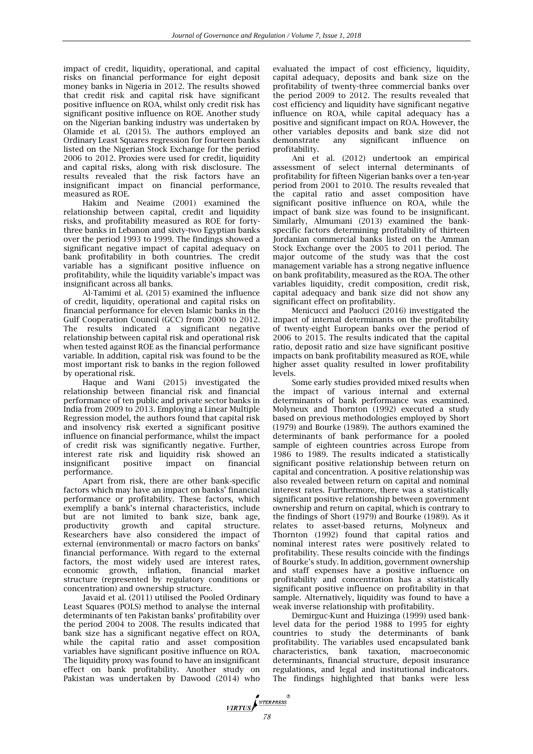impact of credit, liquidity, operational, and capital risks on financial performance for eight deposit money banks in Nigeria in 2012. The results showed that credit risk and capital risk have significant positive influence on ROA, whilst only credit risk has significant positive influence on ROE. Another study on the Nigerian banking industry was undertaken by Olamide et al. (2015). The authors employed an Ordinary Least Squares regression for fourteen banks listed on the Nigerian Stock Exchange for the period 2006 to 2012. Proxies were used for credit, liquidity and capital risks, along with risk disclosure. The results revealed that the risk factors have an insignificant impact on financial performance, measured as ROE.

Hakim and Neaime (2001) examined the relationship between capital, credit and liquidity risks, and profitability measured as ROE for forty-three banks in Lebanon and sixty-two Egyptian banks over the period 1993 to 1999. The findings showed a significant negative impact of capital adequacy on bank profitability in both countries. The credit variable has a significant positive influence on profitability, while the liquidity variable's impact was insignificant across all banks.

Al-Tamimi et al. (2015) examined the influence of credit, liquidity, operational and capital risks on financial performance for eleven Islamic banks in the Gulf Cooperation Council (GCC) from 2000 to 2012. The results indicated a significant negative relationship between capital risk and operational risk when tested against ROE as the financial performance variable. In addition, capital risk was found to be the most important risk to banks in the region followed by operational risk.

Haque and Wani (2015) investigated the relationship between financial risk and financial performance of ten public and private sector banks in India from 2009 to 2013. Employing a Linear Multiple Regression model, the authors found that capital risk and insolvency risk exerted a significant positive influence on financial performance, whilst the impact of credit risk was significantly negative. Further, interest rate risk and liquidity risk showed an insignificant positive impact on financial performance.

Apart from risk, there are other bank-specific factors which may have an impact on banks' financial performance or profitability. These factors, which exemplify a bank's internal characteristics, include but are not limited to bank size, bank age, productivity growth and capital structure. Researchers have also considered the impact of external (environmental) or macro factors on banks' financial performance. With regard to the external factors, the most widely used are interest rates, economic growth, inflation, financial market structure (represented by regulatory conditions or concentration) and ownership structure.

Javaid et al. (2011) utilised the Pooled Ordinary Least Squares (POLS) method to analyse the internal determinants of ten Pakistan banks' profitability over the period 2004 to 2008. The results indicated that bank size has a significant negative effect on ROA, while the capital ratio and asset composition variables have significant positive influence on ROA. The liquidity proxy was found to have an insignificant effect on bank profitability. Another study on Pakistan was undertaken by Dawood (2014) who evaluated the impact of cost efficiency, liquidity, capital adequacy, deposits and bank size on the profitability of twenty-three commercial banks over the period 2009 to 2012. The results revealed that cost efficiency and liquidity have significant negative influence on ROA, while capital adequacy has a positive and significant impact on ROA. However, the other variables deposits and bank size did not demonstrate any significant influence on profitability.

Ani et al. (2012) undertook an empirical assessment of select internal determinants of profitability for fifteen Nigerian banks over a ten-year period from 2001 to 2010. The results revealed that the capital ratio and asset composition have significant positive influence on ROA, while the impact of bank size was found to be insignificant. Similarly, Almumani (2013) examined the bank-specific factors determining profitability of thirteen Jordanian commercial banks listed on the Amman Stock Exchange over the 2005 to 2011 period. The major outcome of the study was that the cost management variable has a strong negative influence on bank profitability, measured as the ROA. The other variables liquidity, credit composition, credit risk, capital adequacy and bank size did not show any significant effect on profitability.

Menicucci and Paolucci (2016) investigated the impact of internal determinants on the profitability of twenty-eight European banks over the period of 2006 to 2015. The results indicated that the capital ratio, deposit ratio and size have significant positive impacts on bank profitability measured as ROE, while higher asset quality resulted in lower profitability levels.

Some early studies provided mixed results when the impact of various internal and external determinants of bank performance was examined. Molyneux and Thornton (1992) executed a study based on previous methodologies employed by Short (1979) and Bourke (1989). The authors examined the determinants of bank performance for a pooled sample of eighteen countries across Europe from 1986 to 1989. The results indicated a statistically significant positive relationship between return on capital and concentration. A positive relationship was also revealed between return on capital and nominal interest rates. Furthermore, there was a statistically significant positive relationship between government ownership and return on capital, which is contrary to the findings of Short (1979) and Bourke (1989). As it relates to asset-based returns, Molyneux and Thornton (1992) found that capital ratios and nominal interest rates were positively related to profitability. These results coincide with the findings of Bourke's study. In addition, government ownership and staff expenses have a positive influence on profitability and concentration has a statistically significant positive influence on profitability in that sample. Alternatively, liquidity was found to have a weak inverse relationship with profitability.

Demirguc-Kunt and Huizinga (1999) used bank-level data for the period 1988 to 1995 for eighty countries to study the determinants of bank profitability. The variables used encapsulated bank characteristics, bank taxation, macroeconomic determinants, financial structure, deposit insurance regulations, and legal and institutional indicators. The findings highlighted that banks were less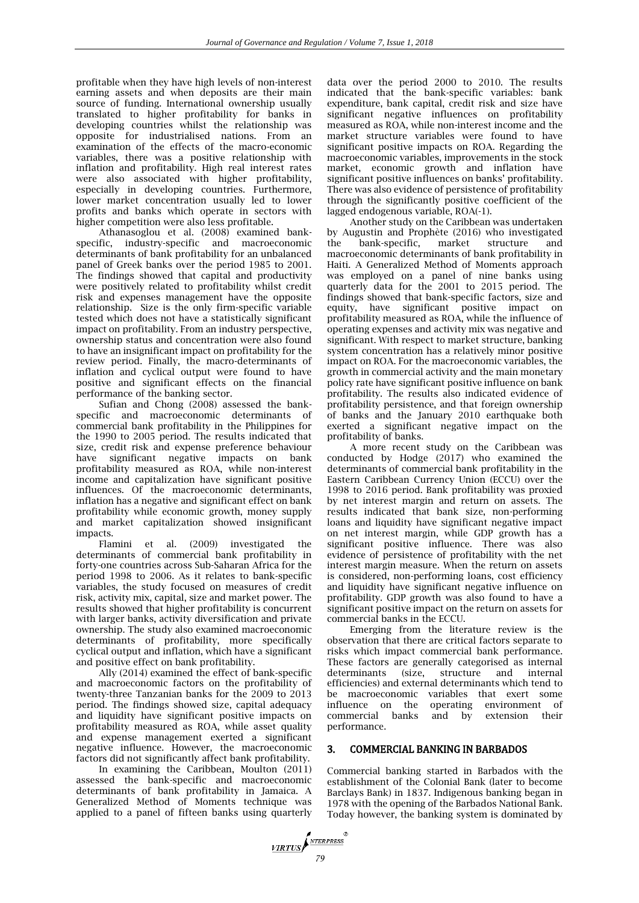profitable when they have high levels of non-interest earning assets and when deposits are their main source of funding. International ownership usually translated to higher profitability for banks in developing countries whilst the relationship was opposite for industrialised nations. From an examination of the effects of the macro-economic variables, there was a positive relationship with inflation and profitability. High real interest rates were also associated with higher profitability, especially in developing countries. Furthermore, lower market concentration usually led to lower profits and banks which operate in sectors with higher competition were also less profitable.

Athanasoglou et al. (2008) examined bank-specific, industry-specific and macroeconomic determinants of bank profitability for an unbalanced panel of Greek banks over the period 1985 to 2001. The findings showed that capital and productivity were positively related to profitability whilst credit risk and expenses management have the opposite relationship. Size is the only firm-specific variable tested which does not have a statistically significant impact on profitability. From an industry perspective, ownership status and concentration were also found to have an insignificant impact on profitability for the review period. Finally, the macro-determinants of inflation and cyclical output were found to have positive and significant effects on the financial performance of the banking sector.

Sufian and Chong (2008) assessed the bank-specific and macroeconomic determinants of commercial bank profitability in the Philippines for the 1990 to 2005 period. The results indicated that size, credit risk and expense preference behaviour have significant negative impacts on bank profitability measured as ROA, while non-interest income and capitalization have significant positive influences. Of the macroeconomic determinants, inflation has a negative and significant effect on bank profitability while economic growth, money supply and market capitalization showed insignificant impacts.

Flamini et al. (2009) investigated the determinants of commercial bank profitability in forty-one countries across Sub-Saharan Africa for the period 1998 to 2006. As it relates to bank-specific variables, the study focused on measures of credit risk, activity mix, capital, size and market power. The results showed that higher profitability is concurrent with larger banks, activity diversification and private ownership. The study also examined macroeconomic determinants of profitability, more specifically cyclical output and inflation, which have a significant and positive effect on bank profitability.

Ally (2014) examined the effect of bank-specific and macroeconomic factors on the profitability of twenty-three Tanzanian banks for the 2009 to 2013 period. The findings showed size, capital adequacy and liquidity have significant positive impacts on profitability measured as ROA, while asset quality and expense management exerted a significant negative influence. However, the macroeconomic factors did not significantly affect bank profitability.

In examining the Caribbean, Moulton (2011) assessed the bank-specific and macroeconomic determinants of bank profitability in Jamaica. A Generalized Method of Moments technique was applied to a panel of fifteen banks using quarterly data over the period 2000 to 2010. The results indicated that the bank-specific variables: bank expenditure, bank capital, credit risk and size have significant negative influences on profitability measured as ROA, while non-interest income and the market structure variables were found to have significant positive impacts on ROA. Regarding the macroeconomic variables, improvements in the stock market, economic growth and inflation have significant positive influences on banks' profitability. There was also evidence of persistence of profitability through the significantly positive coefficient of the lagged endogenous variable, ROA(-1).

Another study on the Caribbean was undertaken by Augustin and Prophète (2016) who investigated the bank-specific, market structure and macroeconomic determinants of bank profitability in Haiti. A Generalized Method of Moments approach was employed on a panel of nine banks using quarterly data for the 2001 to 2015 period. The findings showed that bank-specific factors, size and equity, have significant positive impact on profitability measured as ROA, while the influence of operating expenses and activity mix was negative and significant. With respect to market structure, banking system concentration has a relatively minor positive impact on ROA. For the macroeconomic variables, the growth in commercial activity and the main monetary policy rate have significant positive influence on bank profitability. The results also indicated evidence of profitability persistence, and that foreign ownership of banks and the January 2010 earthquake both exerted a significant negative impact on the profitability of banks.

A more recent study on the Caribbean was conducted by Hodge (2017) who examined the determinants of commercial bank profitability in the Eastern Caribbean Currency Union (ECCU) over the 1998 to 2016 period. Bank profitability was proxied by net interest margin and return on assets. The results indicated that bank size, non-performing loans and liquidity have significant negative impact on net interest margin, while GDP growth has a significant positive influence. There was also evidence of persistence of profitability with the net interest margin measure. When the return on assets is considered, non-performing loans, cost efficiency and liquidity have significant negative influence on profitability. GDP growth was also found to have a significant positive impact on the return on assets for commercial banks in the ECCU.

Emerging from the literature review is the observation that there are critical factors separate to risks which impact commercial bank performance. These factors are generally categorised as internal determinants (size, structure and internal efficiencies) and external determinants which tend to be macroeconomic variables that exert some influence on the operating environment of commercial banks and by extension their performance.

## 3. COMMERCIAL BANKING IN BARBADOS

Commercial banking started in Barbados with the establishment of the Colonial Bank (later to become Barclays Bank) in 1837. Indigenous banking began in 1978 with the opening of the Barbados National Bank. Today however, the banking system is dominated by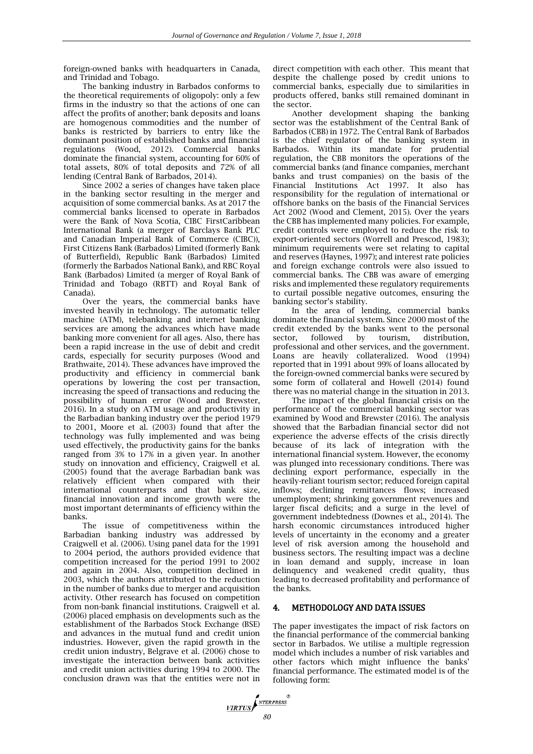foreign-owned banks with headquarters in Canada, and Trinidad and Tobago.

The banking industry in Barbados conforms to the theoretical requirements of oligopoly: only a few firms in the industry so that the actions of one can affect the profits of another; bank deposits and loans are homogenous commodities and the number of banks is restricted by barriers to entry like the dominant position of established banks and financial regulations (Wood, 2012). Commercial banks dominate the financial system, accounting for 60% of total assets, 80% of total deposits and 72% of all lending (Central Bank of Barbados, 2014).

Since 2002 a series of changes have taken place in the banking sector resulting in the merger and acquisition of some commercial banks. As at 2017 the commercial banks licensed to operate in Barbados were the Bank of Nova Scotia, CIBC FirstCaribbean International Bank (a merger of Barclays Bank PLC and Canadian Imperial Bank of Commerce (CIBC)), First Citizens Bank (Barbados) Limited (formerly Bank of Butterfield), Republic Bank (Barbados) Limited (formerly the Barbados National Bank), and RBC Royal Bank (Barbados) Limited (a merger of Royal Bank of Trinidad and Tobago (RBTT) and Royal Bank of Canada).

Over the years, the commercial banks have invested heavily in technology. The automatic teller machine (ATM), telebanking and internet banking services are among the advances which have made banking more convenient for all ages. Also, there has been a rapid increase in the use of debit and credit cards, especially for security purposes (Wood and Brathwaite, 2014). These advances have improved the productivity and efficiency in commercial bank operations by lowering the cost per transaction, increasing the speed of transactions and reducing the possibility of human error (Wood and Brewster, 2016). In a study on ATM usage and productivity in the Barbadian banking industry over the period 1979 to 2001, Moore et al. (2003) found that after the technology was fully implemented and was being used effectively, the productivity gains for the banks ranged from 3% to 17% in a given year. In another study on innovation and efficiency, Craigwell et al. (2005) found that the average Barbadian bank was relatively efficient when compared with their international counterparts and that bank size, financial innovation and income growth were the most important determinants of efficiency within the banks.

The issue of competitiveness within the Barbadian banking industry was addressed by Craigwell et al. (2006). Using panel data for the 1991 to 2004 period, the authors provided evidence that competition increased for the period 1991 to 2002 and again in 2004. Also, competition declined in 2003, which the authors attributed to the reduction in the number of banks due to merger and acquisition activity. Other research has focused on competition from non-bank financial institutions. Craigwell et al. (2006) placed emphasis on developments such as the establishment of the Barbados Stock Exchange (BSE) and advances in the mutual fund and credit union industries. However, given the rapid growth in the credit union industry, Belgrave et al. (2006) chose to investigate the interaction between bank activities and credit union activities during 1994 to 2000. The conclusion drawn was that the entities were not in direct competition with each other. This meant that despite the challenge posed by credit unions to commercial banks, especially due to similarities in products offered, banks still remained dominant in the sector.

Another development shaping the banking sector was the establishment of the Central Bank of Barbados (CBB) in 1972. The Central Bank of Barbados is the chief regulator of the banking system in Barbados. Within its mandate for prudential regulation, the CBB monitors the operations of the commercial banks (and finance companies, merchant banks and trust companies) on the basis of the Financial Institutions Act 1997. It also has responsibility for the regulation of international or offshore banks on the basis of the Financial Services Act 2002 (Wood and Clement, 2015). Over the years the CBB has implemented many policies. For example, credit controls were employed to reduce the risk to export-oriented sectors (Worrell and Prescod, 1983); minimum requirements were set relating to capital and reserves (Haynes, 1997); and interest rate policies and foreign exchange controls were also issued to commercial banks. The CBB was aware of emerging risks and implemented these regulatory requirements to curtail possible negative outcomes, ensuring the banking sector's stability.

In the area of lending, commercial banks dominate the financial system. Since 2000 most of the credit extended by the banks went to the personal sector, followed by tourism, distribution, professional and other services, and the government. Loans are heavily collateralized. Wood (1994) reported that in 1991 about 99% of loans allocated by the foreign-owned commercial banks were secured by some form of collateral and Howell (2014) found there was no material change in the situation in 2013.

The impact of the global financial crisis on the performance of the commercial banking sector was examined by Wood and Brewster (2016). The analysis showed that the Barbadian financial sector did not experience the adverse effects of the crisis directly because of its lack of integration with the international financial system. However, the economy was plunged into recessionary conditions. There was declining export performance, especially in the heavily-reliant tourism sector; reduced foreign capital inflows; declining remittances flows; increased unemployment; shrinking government revenues and larger fiscal deficits; and a surge in the level of government indebtedness (Downes et al., 2014). The harsh economic circumstances introduced higher levels of uncertainty in the economy and a greater level of risk aversion among the household and business sectors. The resulting impact was a decline in loan demand and supply, increase in loan delinquency and weakened credit quality, thus leading to decreased profitability and performance of the banks.

## 4. METHODOLOGY AND DATA ISSUES

The paper investigates the impact of risk factors on the financial performance of the commercial banking sector in Barbados. We utilise a multiple regression model which includes a number of risk variables and other factors which might influence the banks' financial performance. The estimated model is of the following form: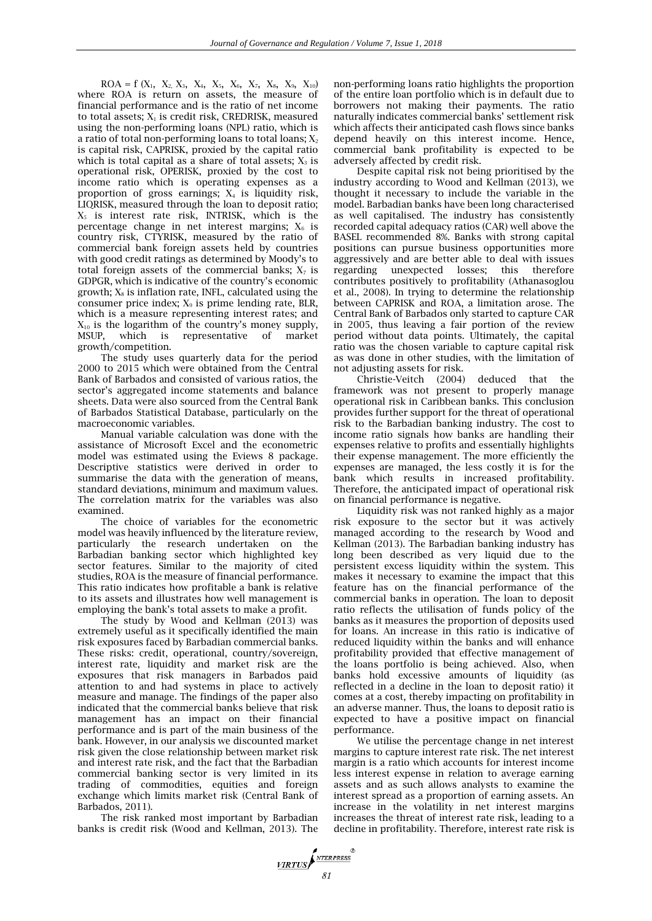$ROA = f(X_1, X_2, X_3, X_4, X_5, X_6, X_7, X_8, X_9, X_{10})$
where ROA is return on assets, the measure of financial performance and is the ratio of net income to total assets; $X_1$ is credit risk, CREDRISK, measured using the non-performing loans (NPL) ratio, which is a ratio of total non-performing loans to total loans; $X_2$ is capital risk, CAPRISK, proxied by the capital ratio which is total capital as a share of total assets; $X_3$ is operational risk, OPERISK, proxied by the cost to income ratio which is operating expenses as a proportion of gross earnings; $X_4$ is liquidity risk, LIQRISK, measured through the loan to deposit ratio; $X_5$ is interest rate risk, INTRISK, which is the percentage change in net interest margins; $X_6$ is country risk, CTYRISK, measured by the ratio of commercial bank foreign assets held by countries with good credit ratings as determined by Moody's to total foreign assets of the commercial banks; $X_7$ is GDPGR, which is indicative of the country's economic growth; $X_8$ is inflation rate, INFL, calculated using the consumer price index; $X_9$ is prime lending rate, BLR, which is a measure representing interest rates; and $X_{10}$ is the logarithm of the country's money supply, MSUP, which is representative of market growth/competition.

The study uses quarterly data for the period 2000 to 2015 which were obtained from the Central Bank of Barbados and consisted of various ratios, the sector's aggregated income statements and balance sheets. Data were also sourced from the Central Bank of Barbados Statistical Database, particularly on the macroeconomic variables.

Manual variable calculation was done with the assistance of Microsoft Excel and the econometric model was estimated using the Eviews 8 package. Descriptive statistics were derived in order to summarise the data with the generation of means, standard deviations, minimum and maximum values. The correlation matrix for the variables was also examined.

The choice of variables for the econometric model was heavily influenced by the literature review, particularly the research undertaken on the Barbadian banking sector which highlighted key sector features. Similar to the majority of cited studies, ROA is the measure of financial performance. This ratio indicates how profitable a bank is relative to its assets and illustrates how well management is employing the bank's total assets to make a profit.

The study by Wood and Kellman (2013) was extremely useful as it specifically identified the main risk exposures faced by Barbadian commercial banks. These risks: credit, operational, country/sovereign, interest rate, liquidity and market risk are the exposures that risk managers in Barbados paid attention to and had systems in place to actively measure and manage. The findings of the paper also indicated that the commercial banks believe that risk management has an impact on their financial performance and is part of the main business of the bank. However, in our analysis we discounted market risk given the close relationship between market risk and interest rate risk, and the fact that the Barbadian commercial banking sector is very limited in its trading of commodities, equities and foreign exchange which limits market risk (Central Bank of Barbados, 2011).

The risk ranked most important by Barbadian banks is credit risk (Wood and Kellman, 2013). The non-performing loans ratio highlights the proportion of the entire loan portfolio which is in default due to borrowers not making their payments. The ratio naturally indicates commercial banks' settlement risk which affects their anticipated cash flows since banks depend heavily on this interest income. Hence, commercial bank profitability is expected to be adversely affected by credit risk.

Despite capital risk not being prioritised by the industry according to Wood and Kellman (2013), we thought it necessary to include the variable in the model. Barbadian banks have been long characterised as well capitalised. The industry has consistently recorded capital adequacy ratios (CAR) well above the BASEL recommended 8%. Banks with strong capital positions can pursue business opportunities more aggressively and are better able to deal with issues regarding unexpected losses; this therefore contributes positively to profitability (Athanasoglou et al., 2008). In trying to determine the relationship between CAPRISK and ROA, a limitation arose. The Central Bank of Barbados only started to capture CAR in 2005, thus leaving a fair portion of the review period without data points. Ultimately, the capital ratio was the chosen variable to capture capital risk as was done in other studies, with the limitation of not adjusting assets for risk.

Christie-Veitch (2004) deduced that the framework was not present to properly manage operational risk in Caribbean banks. This conclusion provides further support for the threat of operational risk to the Barbadian banking industry. The cost to income ratio signals how banks are handling their expenses relative to profits and essentially highlights their expense management. The more efficiently the expenses are managed, the less costly it is for the bank which results in increased profitability. Therefore, the anticipated impact of operational risk on financial performance is negative.

Liquidity risk was not ranked highly as a major risk exposure to the sector but it was actively managed according to the research by Wood and Kellman (2013). The Barbadian banking industry has long been described as very liquid due to the persistent excess liquidity within the system. This makes it necessary to examine the impact that this feature has on the financial performance of the commercial banks in operation. The loan to deposit ratio reflects the utilisation of funds policy of the banks as it measures the proportion of deposits used for loans. An increase in this ratio is indicative of reduced liquidity within the banks and will enhance profitability provided that effective management of the loans portfolio is being achieved. Also, when banks hold excessive amounts of liquidity (as reflected in a decline in the loan to deposit ratio) it comes at a cost, thereby impacting on profitability in an adverse manner. Thus, the loans to deposit ratio is expected to have a positive impact on financial performance.

We utilise the percentage change in net interest margins to capture interest rate risk. The net interest margin is a ratio which accounts for interest income less interest expense in relation to average earning assets and as such allows analysts to examine the interest spread as a proportion of earning assets. An increase in the volatility in net interest margins increases the threat of interest rate risk, leading to a decline in profitability. Therefore, interest rate risk is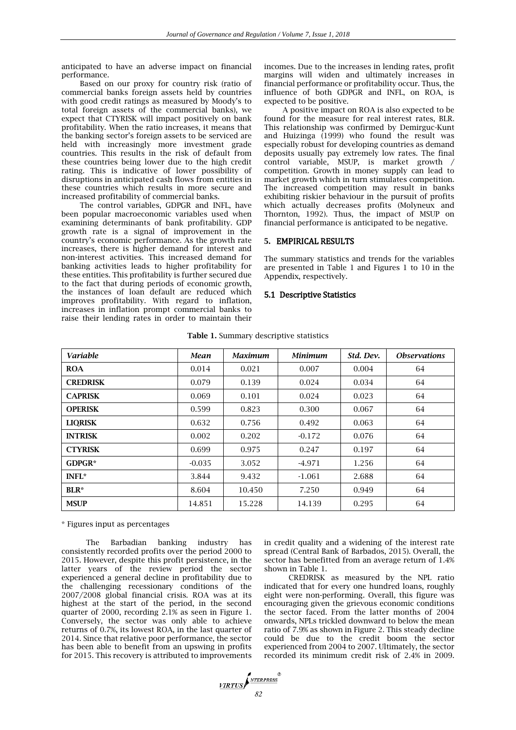anticipated to have an adverse impact on financial performance.

Based on our proxy for country risk (ratio of commercial banks foreign assets held by countries with good credit ratings as measured by Moody's to total foreign assets of the commercial banks), we expect that CTYRISK will impact positively on bank profitability. When the ratio increases, it means that the banking sector's foreign assets to be serviced are held with increasingly more investment grade countries. This results in the risk of default from these countries being lower due to the high credit rating. This is indicative of lower possibility of disruptions in anticipated cash flows from entities in these countries which results in more secure and increased profitability of commercial banks.

The control variables, GDPGR and INFL, have been popular macroeconomic variables used when examining determinants of bank profitability. GDP growth rate is a signal of improvement in the country's economic performance. As the growth rate increases, there is higher demand for interest and non-interest activities. This increased demand for banking activities leads to higher profitability for these entities. This profitability is further secured due to the fact that during periods of economic growth, the instances of loan default are reduced which improves profitability. With regard to inflation, increases in inflation prompt commercial banks to raise their lending rates in order to maintain their incomes. Due to the increases in lending rates, profit margins will widen and ultimately increases in financial performance or profitability occur. Thus, the influence of both GDPGR and INFL, on ROA, is expected to be positive.

A positive impact on ROA is also expected to be found for the measure for real interest rates, BLR. This relationship was confirmed by Demirguc-Kunt and Huizinga (1999) who found the result was especially robust for developing countries as demand deposits usually pay extremely low rates. The final control variable, MSUP, is market growth / competition. Growth in money supply can lead to market growth which in turn stimulates competition. The increased competition may result in banks exhibiting riskier behaviour in the pursuit of profits which actually decreases profits (Molyneux and Thornton, 1992). Thus, the impact of MSUP on financial performance is anticipated to be negative.

## 5. EMPIRICAL RESULTS

The summary statistics and trends for the variables are presented in Table 1 and Figures 1 to 10 in the Appendix, respectively.

### 5.1 Descriptive Statistics

**Table 1.** Summary descriptive statistics

| *Variable* | *Mean* | *Maximum* | *Minimum* | *Std. Dev.* | *Observations* |
|---|---|---|---|---|---|
| **ROA** | 0.014 | 0.021 | 0.007 | 0.004 | 64 |
| **CREDRISK** | 0.079 | 0.139 | 0.024 | 0.034 | 64 |
| **CAPRISK** | 0.069 | 0.101 | 0.024 | 0.023 | 64 |
| **OPERISK** | 0.599 | 0.823 | 0.300 | 0.067 | 64 |
| **LIQRISK** | 0.632 | 0.756 | 0.492 | 0.063 | 64 |
| **INTRISK** | 0.002 | 0.202 | -0.172 | 0.076 | 64 |
| **CTYRISK** | 0.699 | 0.975 | 0.247 | 0.197 | 64 |
| **GDPGR*** | -0.035 | 3.052 | -4.971 | 1.256 | 64 |
| **INFL*** | 3.844 | 9.432 | -1.061 | 2.688 | 64 |
| **BLR*** | 8.604 | 10.450 | 7.250 | 0.949 | 64 |
| **MSUP** | 14.851 | 15.228 | 14.139 | 0.295 | 64 |

\* Figures input as percentages

The Barbadian banking industry has consistently recorded profits over the period 2000 to 2015. However, despite this profit persistence, in the latter years of the review period the sector experienced a general decline in profitability due to the challenging recessionary conditions of the 2007/2008 global financial crisis. ROA was at its highest at the start of the period, in the second quarter of 2000, recording 2.1% as seen in Figure 1. Conversely, the sector was only able to achieve returns of 0.7%, its lowest ROA, in the last quarter of 2014. Since that relative poor performance, the sector has been able to benefit from an upswing in profits for 2015. This recovery is attributed to improvements in credit quality and a widening of the interest rate spread (Central Bank of Barbados, 2015). Overall, the sector has benefitted from an average return of 1.4% shown in Table 1.

CREDRISK as measured by the NPL ratio indicated that for every one hundred loans, roughly eight were non-performing. Overall, this figure was encouraging given the grievous economic conditions the sector faced. From the latter months of 2004 onwards, NPLs trickled downward to below the mean ratio of 7.9% as shown in Figure 2. This steady decline could be due to the credit boom the sector experienced from 2004 to 2007. Ultimately, the sector recorded its minimum credit risk of 2.4% in 2009.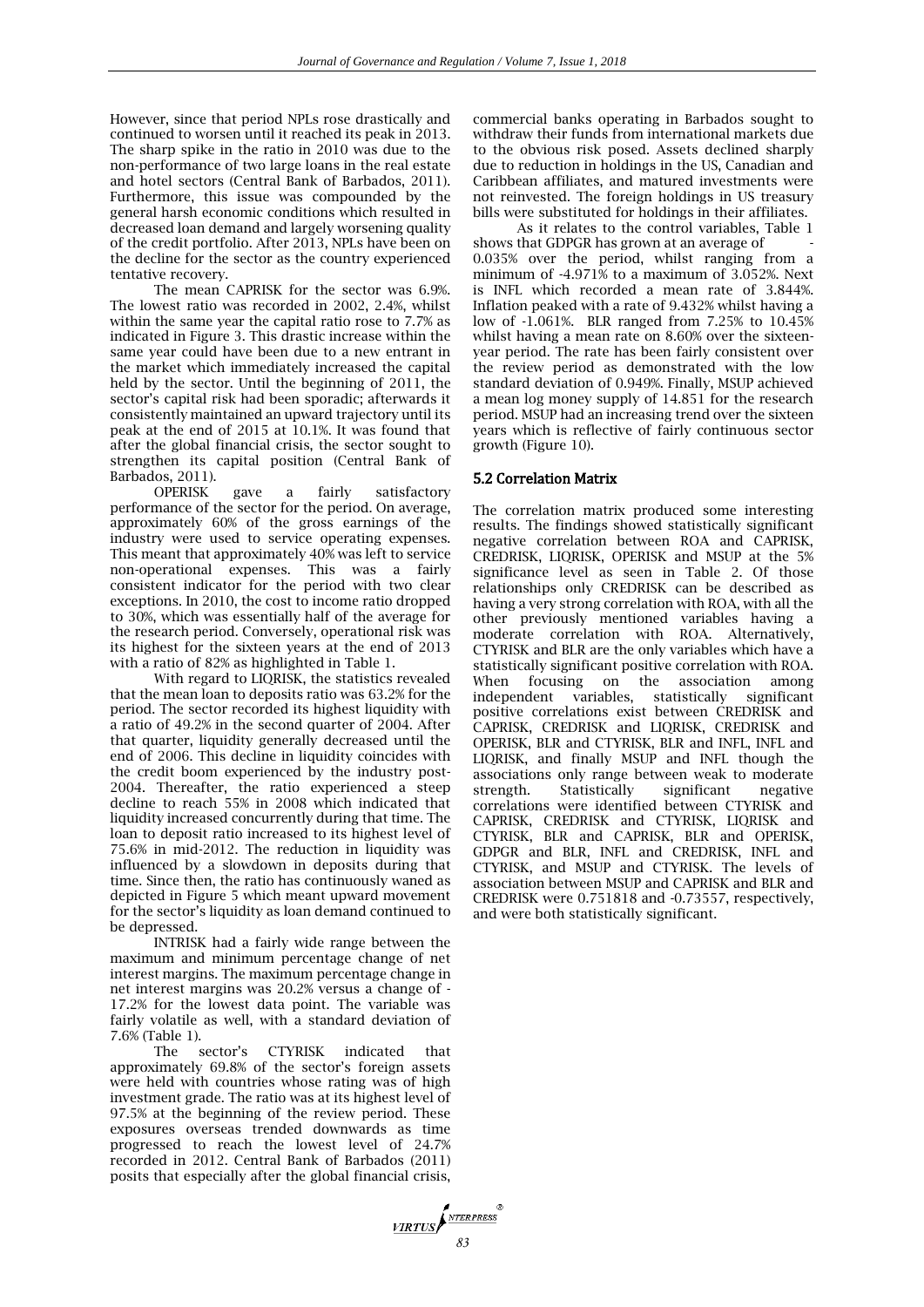However, since that period NPLs rose drastically and continued to worsen until it reached its peak in 2013. The sharp spike in the ratio in 2010 was due to the non-performance of two large loans in the real estate and hotel sectors (Central Bank of Barbados, 2011). Furthermore, this issue was compounded by the general harsh economic conditions which resulted in decreased loan demand and largely worsening quality of the credit portfolio. After 2013, NPLs have been on the decline for the sector as the country experienced tentative recovery.

The mean CAPRISK for the sector was 6.9%. The lowest ratio was recorded in 2002, 2.4%, whilst within the same year the capital ratio rose to 7.7% as indicated in Figure 3. This drastic increase within the same year could have been due to a new entrant in the market which immediately increased the capital held by the sector. Until the beginning of 2011, the sector's capital risk had been sporadic; afterwards it consistently maintained an upward trajectory until its peak at the end of 2015 at 10.1%. It was found that after the global financial crisis, the sector sought to strengthen its capital position (Central Bank of Barbados, 2011).

OPERISK gave a fairly satisfactory performance of the sector for the period. On average, approximately 60% of the gross earnings of the industry were used to service operating expenses. This meant that approximately 40% was left to service non-operational expenses. This was a fairly consistent indicator for the period with two clear exceptions. In 2010, the cost to income ratio dropped to 30%, which was essentially half of the average for the research period. Conversely, operational risk was its highest for the sixteen years at the end of 2013 with a ratio of 82% as highlighted in Table 1.

With regard to LIQRISK, the statistics revealed that the mean loan to deposits ratio was 63.2% for the period. The sector recorded its highest liquidity with a ratio of 49.2% in the second quarter of 2004. After that quarter, liquidity generally decreased until the end of 2006. This decline in liquidity coincides with the credit boom experienced by the industry post-2004. Thereafter, the ratio experienced a steep decline to reach 55% in 2008 which indicated that liquidity increased concurrently during that time. The loan to deposit ratio increased to its highest level of 75.6% in mid-2012. The reduction in liquidity was influenced by a slowdown in deposits during that time. Since then, the ratio has continuously waned as depicted in Figure 5 which meant upward movement for the sector's liquidity as loan demand continued to be depressed.

INTRISK had a fairly wide range between the maximum and minimum percentage change of net interest margins. The maximum percentage change in net interest margins was 20.2% versus a change of -17.2% for the lowest data point. The variable was fairly volatile as well, with a standard deviation of 7.6% (Table 1).

The sector's CTYRISK indicated that approximately 69.8% of the sector's foreign assets were held with countries whose rating was of high investment grade. The ratio was at its highest level of 97.5% at the beginning of the review period. These exposures overseas trended downwards as time progressed to reach the lowest level of 24.7% recorded in 2012. Central Bank of Barbados (2011) posits that especially after the global financial crisis, commercial banks operating in Barbados sought to withdraw their funds from international markets due to the obvious risk posed. Assets declined sharply due to reduction in holdings in the US, Canadian and Caribbean affiliates, and matured investments were not reinvested. The foreign holdings in US treasury bills were substituted for holdings in their affiliates.

As it relates to the control variables, Table 1 shows that GDPGR has grown at an average of -0.035% over the period, whilst ranging from a minimum of -4.971% to a maximum of 3.052%. Next is INFL which recorded a mean rate of 3.844%. Inflation peaked with a rate of 9.432% whilst having a low of -1.061%. BLR ranged from 7.25% to 10.45% whilst having a mean rate on 8.60% over the sixteen-year period. The rate has been fairly consistent over the review period as demonstrated with the low standard deviation of 0.949%. Finally, MSUP achieved a mean log money supply of 14.851 for the research period. MSUP had an increasing trend over the sixteen years which is reflective of fairly continuous sector growth (Figure 10).

### 5.2 Correlation Matrix

The correlation matrix produced some interesting results. The findings showed statistically significant negative correlation between ROA and CAPRISK, CREDRISK, LIQRISK, OPERISK and MSUP at the 5% significance level as seen in Table 2. Of those relationships only CREDRISK can be described as having a very strong correlation with ROA, with all the other previously mentioned variables having a moderate correlation with ROA. Alternatively, CTYRISK and BLR are the only variables which have a statistically significant positive correlation with ROA. When focusing on the association among independent variables, statistically significant positive correlations exist between CREDRISK and CAPRISK, CREDRISK and LIQRISK, CREDRISK and OPERISK, BLR and CTYRISK, BLR and INFL, INFL and LIQRISK, and finally MSUP and INFL though the associations only range between weak to moderate strength. Statistically significant negative correlations were identified between CTYRISK and CAPRISK, CREDRISK and CTYRISK, LIQRISK and CTYRISK, BLR and CAPRISK, BLR and OPERISK, GDPGR and BLR, INFL and CREDRISK, INFL and CTYRISK, and MSUP and CTYRISK. The levels of association between MSUP and CAPRISK and BLR and CREDRISK were 0.751818 and -0.73557, respectively, and were both statistically significant.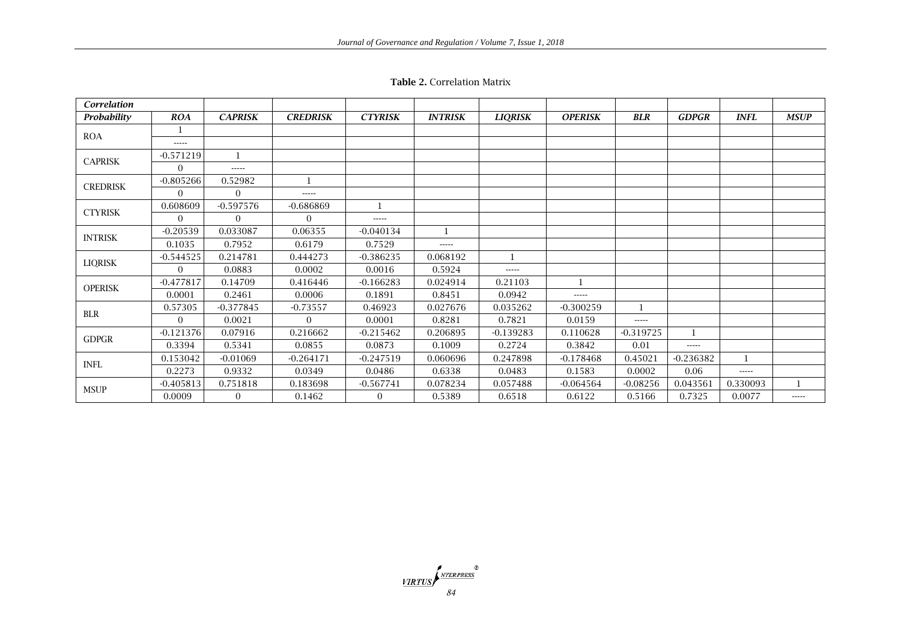**Table 2.** Correlation Matrix

| *Correlation* | | | | | | | | | | | |
|---|---|---|---|---|---|---|---|---|---|---|---|
| ***Probability*** | ***ROA*** | ***CAPRISK*** | ***CREDRISK*** | ***CTYRISK*** | ***INTRISK*** | ***LIQRISK*** | ***OPERISK*** | ***BLR*** | ***GDPGR*** | ***INFL*** | ***MSUP*** |
| ROA | 1 | | | | | | | | | | |
| | ----- | | | | | | | | | | |
| CAPRISK | -0.571219 | 1 | | | | | | | | | |
| | 0 | ----- | | | | | | | | | |
| CREDRISK | -0.805266 | 0.52982 | 1 | | | | | | | | |
| | 0 | 0 | ----- | | | | | | | | |
| CTYRISK | 0.608609 | -0.597576 | -0.686869 | 1 | | | | | | | |
| | 0 | 0 | 0 | ----- | | | | | | | |
| INTRISK | -0.20539 | 0.033087 | 0.06355 | -0.040134 | 1 | | | | | | |
| | 0.1035 | 0.7952 | 0.6179 | 0.7529 | ----- | | | | | | |
| LIQRISK | -0.544525 | 0.214781 | 0.444273 | -0.386235 | 0.068192 | 1 | | | | | |
| | 0 | 0.0883 | 0.0002 | 0.0016 | 0.5924 | ----- | | | | | |
| OPERISK | -0.477817 | 0.14709 | 0.416446 | -0.166283 | 0.024914 | 0.21103 | 1 | | | | |
| | 0.0001 | 0.2461 | 0.0006 | 0.1891 | 0.8451 | 0.0942 | ----- | | | | |
| BLR | 0.57305 | -0.377845 | -0.73557 | 0.46923 | 0.027676 | 0.035262 | -0.300259 | 1 | | | |
| | 0 | 0.0021 | 0 | 0.0001 | 0.8281 | 0.7821 | 0.0159 | ----- | | | |
| GDPGR | -0.121376 | 0.07916 | 0.216662 | -0.215462 | 0.206895 | -0.139283 | 0.110628 | -0.319725 | 1 | | |
| | 0.3394 | 0.5341 | 0.0855 | 0.0873 | 0.1009 | 0.2724 | 0.3842 | 0.01 | ----- | | |
| INFL | 0.153042 | -0.01069 | -0.264171 | -0.247519 | 0.060696 | 0.247898 | -0.178468 | 0.45021 | -0.236382 | 1 | |
| | 0.2273 | 0.9332 | 0.0349 | 0.0486 | 0.6338 | 0.0483 | 0.1583 | 0.0002 | 0.06 | ----- | |
| MSUP | -0.405813 | 0.751818 | 0.183698 | -0.567741 | 0.078234 | 0.057488 | -0.064564 | -0.08256 | 0.043561 | 0.330093 | 1 |
| | 0.0009 | 0 | 0.1462 | 0 | 0.5389 | 0.6518 | 0.6122 | 0.5166 | 0.7325 | 0.0077 | ----- |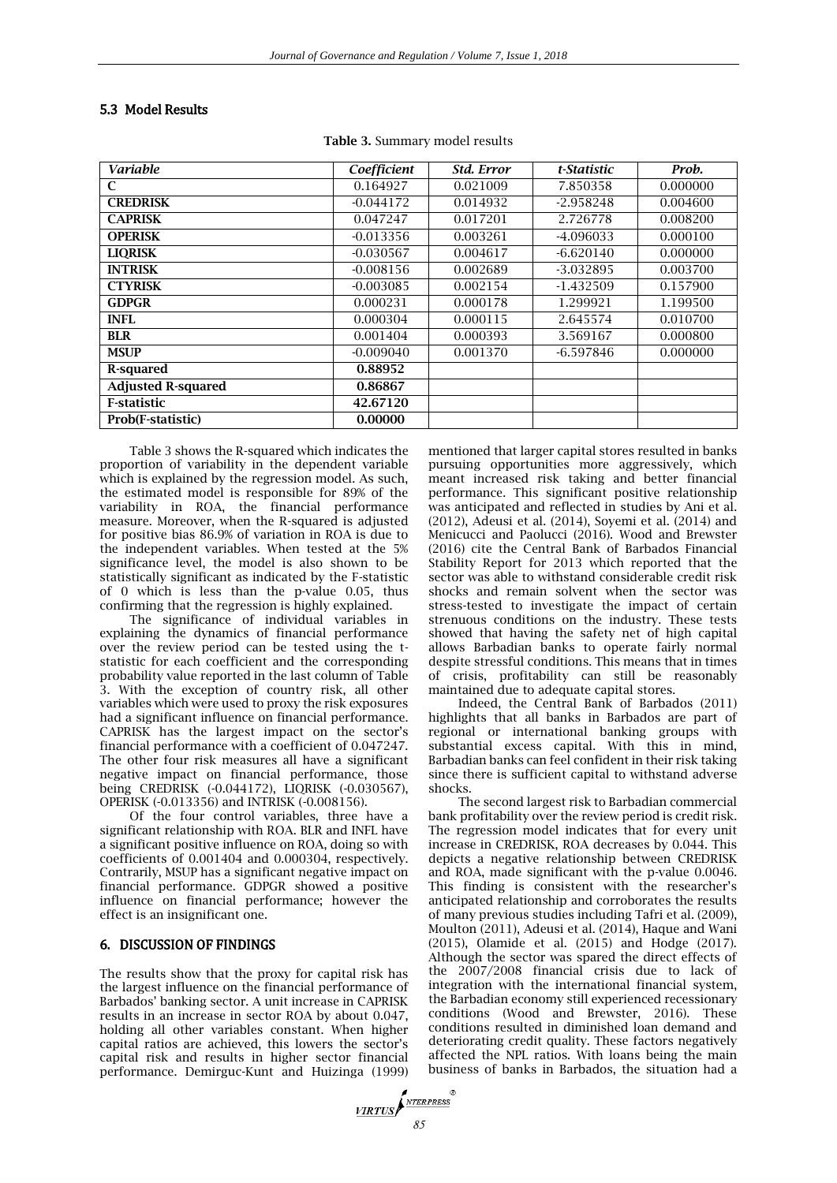### 5.3 Model Results

**Table 3.** Summary model results

| *Variable* | *Coefficient* | *Std. Error* | *t-Statistic* | *Prob.* |
|---|---|---|---|---|
| **C** | 0.164927 | 0.021009 | 7.850358 | 0.000000 |
| **CREDRISK** | -0.044172 | 0.014932 | -2.958248 | 0.004600 |
| **CAPRISK** | 0.047247 | 0.017201 | 2.726778 | 0.008200 |
| **OPERISK** | -0.013356 | 0.003261 | -4.096033 | 0.000100 |
| **LIQRISK** | -0.030567 | 0.004617 | -6.620140 | 0.000000 |
| **INTRISK** | -0.008156 | 0.002689 | -3.032895 | 0.003700 |
| **CTYRISK** | -0.003085 | 0.002154 | -1.432509 | 0.157900 |
| **GDPGR** | 0.000231 | 0.000178 | 1.299921 | 1.199500 |
| **INFL** | 0.000304 | 0.000115 | 2.645574 | 0.010700 |
| **BLR** | 0.001404 | 0.000393 | 3.569167 | 0.000800 |
| **MSUP** | -0.009040 | 0.001370 | -6.597846 | 0.000000 |
| **R-squared** | **0.88952** | | | |
| **Adjusted R-squared** | **0.86867** | | | |
| **F-statistic** | **42.67120** | | | |
| **Prob(F-statistic)** | **0.00000** | | | |

Table 3 shows the R-squared which indicates the proportion of variability in the dependent variable which is explained by the regression model. As such, the estimated model is responsible for 89% of the variability in ROA, the financial performance measure. Moreover, when the R-squared is adjusted for positive bias 86.9% of variation in ROA is due to the independent variables. When tested at the 5% significance level, the model is also shown to be statistically significant as indicated by the F-statistic of 0 which is less than the p-value 0.05, thus confirming that the regression is highly explained.

The significance of individual variables in explaining the dynamics of financial performance over the review period can be tested using the t-statistic for each coefficient and the corresponding probability value reported in the last column of Table 3. With the exception of country risk, all other variables which were used to proxy the risk exposures had a significant influence on financial performance. CAPRISK has the largest impact on the sector's financial performance with a coefficient of 0.047247. The other four risk measures all have a significant negative impact on financial performance, those being CREDRISK (-0.044172), LIQRISK (-0.030567), OPERISK (-0.013356) and INTRISK (-0.008156).

Of the four control variables, three have a significant relationship with ROA. BLR and INFL have a significant positive influence on ROA, doing so with coefficients of 0.001404 and 0.000304, respectively. Contrarily, MSUP has a significant negative impact on financial performance. GDPGR showed a positive influence on financial performance; however the effect is an insignificant one.

## 6. DISCUSSION OF FINDINGS

The results show that the proxy for capital risk has the largest influence on the financial performance of Barbados' banking sector. A unit increase in CAPRISK results in an increase in sector ROA by about 0.047, holding all other variables constant. When higher capital ratios are achieved, this lowers the sector's capital risk and results in higher sector financial performance. Demirguc-Kunt and Huizinga (1999) mentioned that larger capital stores resulted in banks pursuing opportunities more aggressively, which meant increased risk taking and better financial performance. This significant positive relationship was anticipated and reflected in studies by Ani et al. (2012), Adeusi et al. (2014), Soyemi et al. (2014) and Menicucci and Paolucci (2016). Wood and Brewster (2016) cite the Central Bank of Barbados Financial Stability Report for 2013 which reported that the sector was able to withstand considerable credit risk shocks and remain solvent when the sector was stress-tested to investigate the impact of certain strenuous conditions on the industry. These tests showed that having the safety net of high capital allows Barbadian banks to operate fairly normal despite stressful conditions. This means that in times of crisis, profitability can still be reasonably maintained due to adequate capital stores.

Indeed, the Central Bank of Barbados (2011) highlights that all banks in Barbados are part of regional or international banking groups with substantial excess capital. With this in mind, Barbadian banks can feel confident in their risk taking since there is sufficient capital to withstand adverse shocks.

The second largest risk to Barbadian commercial bank profitability over the review period is credit risk. The regression model indicates that for every unit increase in CREDRISK, ROA decreases by 0.044. This depicts a negative relationship between CREDRISK and ROA, made significant with the p-value 0.0046. This finding is consistent with the researcher's anticipated relationship and corroborates the results of many previous studies including Tafri et al. (2009), Moulton (2011), Adeusi et al. (2014), Haque and Wani (2015), Olamide et al. (2015) and Hodge (2017). Although the sector was spared the direct effects of the 2007/2008 financial crisis due to lack of integration with the international financial system, the Barbadian economy still experienced recessionary conditions (Wood and Brewster, 2016). These conditions resulted in diminished loan demand and deteriorating credit quality. These factors negatively affected the NPL ratios. With loans being the main business of banks in Barbados, the situation had a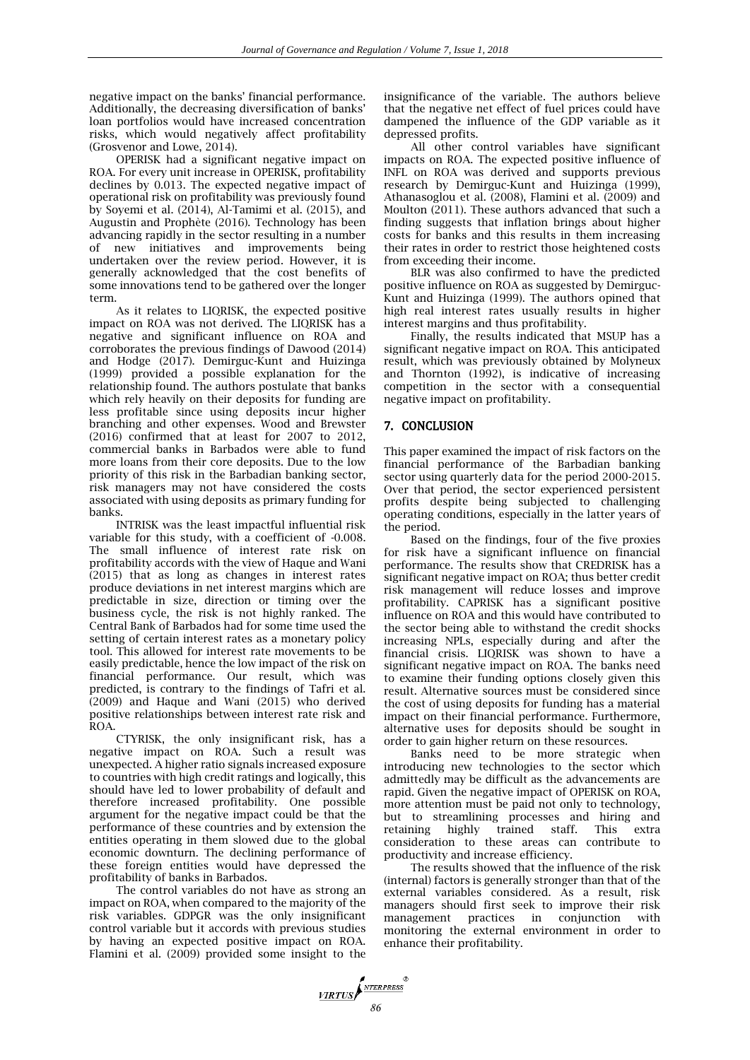negative impact on the banks' financial performance. Additionally, the decreasing diversification of banks' loan portfolios would have increased concentration risks, which would negatively affect profitability (Grosvenor and Lowe, 2014).

OPERISK had a significant negative impact on ROA. For every unit increase in OPERISK, profitability declines by 0.013. The expected negative impact of operational risk on profitability was previously found by Soyemi et al. (2014), Al-Tamimi et al. (2015), and Augustin and Prophète (2016). Technology has been advancing rapidly in the sector resulting in a number of new initiatives and improvements being undertaken over the review period. However, it is generally acknowledged that the cost benefits of some innovations tend to be gathered over the longer term.

As it relates to LIQRISK, the expected positive impact on ROA was not derived. The LIQRISK has a negative and significant influence on ROA and corroborates the previous findings of Dawood (2014) and Hodge (2017). Demirguc-Kunt and Huizinga (1999) provided a possible explanation for the relationship found. The authors postulate that banks which rely heavily on their deposits for funding are less profitable since using deposits incur higher branching and other expenses. Wood and Brewster (2016) confirmed that at least for 2007 to 2012, commercial banks in Barbados were able to fund more loans from their core deposits. Due to the low priority of this risk in the Barbadian banking sector, risk managers may not have considered the costs associated with using deposits as primary funding for banks.

INTRISK was the least impactful influential risk variable for this study, with a coefficient of -0.008. The small influence of interest rate risk on profitability accords with the view of Haque and Wani (2015) that as long as changes in interest rates produce deviations in net interest margins which are predictable in size, direction or timing over the business cycle, the risk is not highly ranked. The Central Bank of Barbados had for some time used the setting of certain interest rates as a monetary policy tool. This allowed for interest rate movements to be easily predictable, hence the low impact of the risk on financial performance. Our result, which was predicted, is contrary to the findings of Tafri et al. (2009) and Haque and Wani (2015) who derived positive relationships between interest rate risk and ROA.

CTYRISK, the only insignificant risk, has a negative impact on ROA. Such a result was unexpected. A higher ratio signals increased exposure to countries with high credit ratings and logically, this should have led to lower probability of default and therefore increased profitability. One possible argument for the negative impact could be that the performance of these countries and by extension the entities operating in them slowed due to the global economic downturn. The declining performance of these foreign entities would have depressed the profitability of banks in Barbados.

The control variables do not have as strong an impact on ROA, when compared to the majority of the risk variables. GDPGR was the only insignificant control variable but it accords with previous studies by having an expected positive impact on ROA. Flamini et al. (2009) provided some insight to the insignificance of the variable. The authors believe that the negative net effect of fuel prices could have dampened the influence of the GDP variable as it depressed profits.

All other control variables have significant impacts on ROA. The expected positive influence of INFL on ROA was derived and supports previous research by Demirguc-Kunt and Huizinga (1999), Athanasoglou et al. (2008), Flamini et al. (2009) and Moulton (2011). These authors advanced that such a finding suggests that inflation brings about higher costs for banks and this results in them increasing their rates in order to restrict those heightened costs from exceeding their income.

BLR was also confirmed to have the predicted positive influence on ROA as suggested by Demirguc-Kunt and Huizinga (1999). The authors opined that high real interest rates usually results in higher interest margins and thus profitability.

Finally, the results indicated that MSUP has a significant negative impact on ROA. This anticipated result, which was previously obtained by Molyneux and Thornton (1992), is indicative of increasing competition in the sector with a consequential negative impact on profitability.

## 7. CONCLUSION

This paper examined the impact of risk factors on the financial performance of the Barbadian banking sector using quarterly data for the period 2000-2015. Over that period, the sector experienced persistent profits despite being subjected to challenging operating conditions, especially in the latter years of the period.

Based on the findings, four of the five proxies for risk have a significant influence on financial performance. The results show that CREDRISK has a significant negative impact on ROA; thus better credit risk management will reduce losses and improve profitability. CAPRISK has a significant positive influence on ROA and this would have contributed to the sector being able to withstand the credit shocks increasing NPLs, especially during and after the financial crisis. LIQRISK was shown to have a significant negative impact on ROA. The banks need to examine their funding options closely given this result. Alternative sources must be considered since the cost of using deposits for funding has a material impact on their financial performance. Furthermore, alternative uses for deposits should be sought in order to gain higher return on these resources.

Banks need to be more strategic when introducing new technologies to the sector which admittedly may be difficult as the advancements are rapid. Given the negative impact of OPERISK on ROA, more attention must be paid not only to technology, but to streamlining processes and hiring and retaining highly trained staff. This extra consideration to these areas can contribute to productivity and increase efficiency.

The results showed that the influence of the risk (internal) factors is generally stronger than that of the external variables considered. As a result, risk managers should first seek to improve their risk management practices in conjunction with monitoring the external environment in order to enhance their profitability.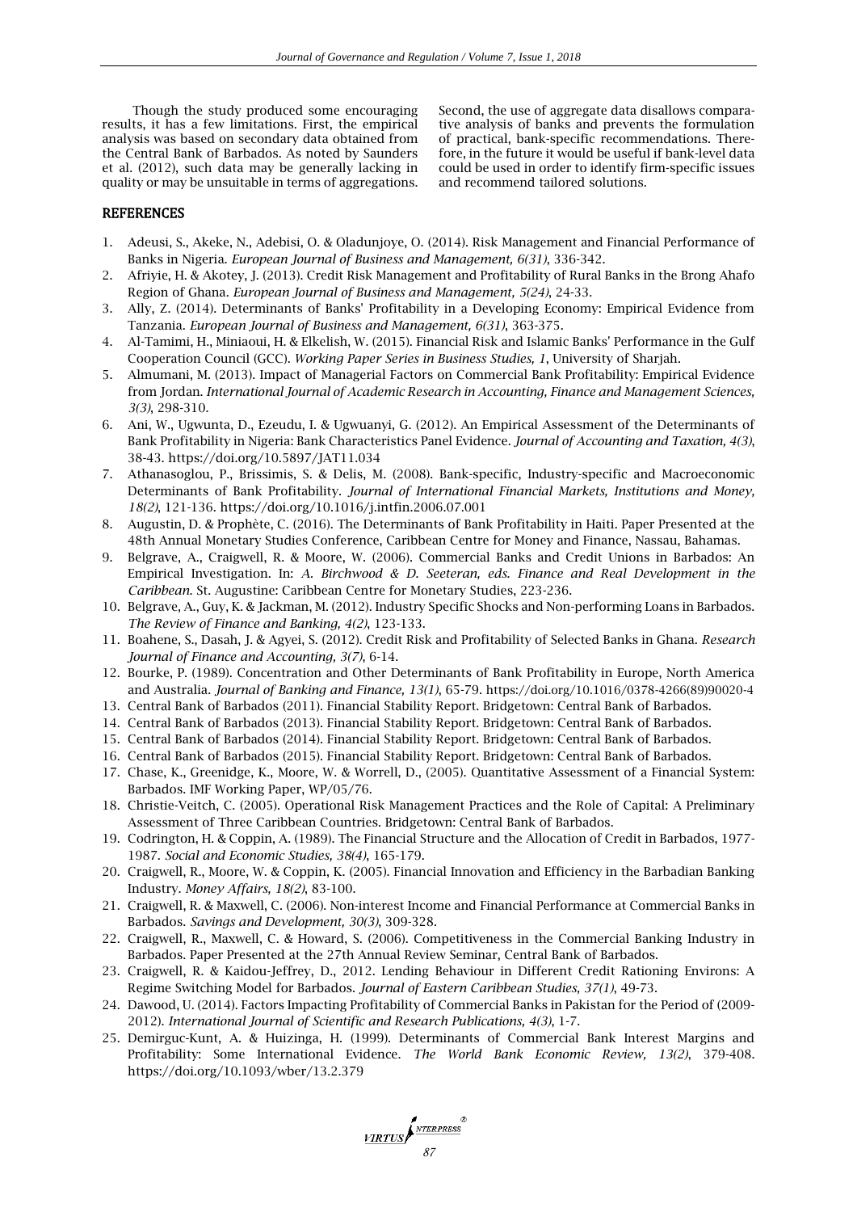Though the study produced some encouraging results, it has a few limitations. First, the empirical analysis was based on secondary data obtained from the Central Bank of Barbados. As noted by Saunders et al. (2012), such data may be generally lacking in quality or may be unsuitable in terms of aggregations. Second, the use of aggregate data disallows comparative analysis of banks and prevents the formulation of practical, bank-specific recommendations. Therefore, in the future it would be useful if bank-level data could be used in order to identify firm-specific issues and recommend tailored solutions.

## REFERENCES

1. Adeusi, S., Akeke, N., Adebisi, O. & Oladunjoye, O. (2014). Risk Management and Financial Performance of Banks in Nigeria. *European Journal of Business and Management, 6(31)*, 336-342.
2. Afriyie, H. & Akotey, J. (2013). Credit Risk Management and Profitability of Rural Banks in the Brong Ahafo Region of Ghana. *European Journal of Business and Management, 5(24)*, 24-33.
3. Ally, Z. (2014). Determinants of Banks' Profitability in a Developing Economy: Empirical Evidence from Tanzania. *European Journal of Business and Management, 6(31)*, 363-375.
4. Al-Tamimi, H., Miniaoui, H. & Elkelish, W. (2015). Financial Risk and Islamic Banks' Performance in the Gulf Cooperation Council (GCC). *Working Paper Series in Business Studies, 1*, University of Sharjah.
5. Almumani, M. (2013). Impact of Managerial Factors on Commercial Bank Profitability: Empirical Evidence from Jordan. *International Journal of Academic Research in Accounting, Finance and Management Sciences, 3(3)*, 298-310.
6. Ani, W., Ugwunta, D., Ezeudu, I. & Ugwuanyi, G. (2012). An Empirical Assessment of the Determinants of Bank Profitability in Nigeria: Bank Characteristics Panel Evidence. *Journal of Accounting and Taxation, 4(3)*, 38-43. https://doi.org/10.5897/JAT11.034
7. Athanasoglou, P., Brissimis, S. & Delis, M. (2008). Bank-specific, Industry-specific and Macroeconomic Determinants of Bank Profitability. *Journal of International Financial Markets, Institutions and Money, 18(2)*, 121-136. https://doi.org/10.1016/j.intfin.2006.07.001
8. Augustin, D. & Prophète, C. (2016). The Determinants of Bank Profitability in Haiti. Paper Presented at the 48th Annual Monetary Studies Conference, Caribbean Centre for Money and Finance, Nassau, Bahamas.
9. Belgrave, A., Craigwell, R. & Moore, W. (2006). Commercial Banks and Credit Unions in Barbados: An Empirical Investigation. In: *A. Birchwood & D. Seeteran, eds. Finance and Real Development in the Caribbean.* St. Augustine: Caribbean Centre for Monetary Studies, 223-236.
10. Belgrave, A., Guy, K. & Jackman, M. (2012). Industry Specific Shocks and Non-performing Loans in Barbados. *The Review of Finance and Banking, 4(2)*, 123-133.
11. Boahene, S., Dasah, J. & Agyei, S. (2012). Credit Risk and Profitability of Selected Banks in Ghana. *Research Journal of Finance and Accounting, 3(7)*, 6-14.
12. Bourke, P. (1989). Concentration and Other Determinants of Bank Profitability in Europe, North America and Australia. *Journal of Banking and Finance, 13(1)*, 65-79. https://doi.org/10.1016/0378-4266(89)90020-4
13. Central Bank of Barbados (2011). Financial Stability Report. Bridgetown: Central Bank of Barbados.
14. Central Bank of Barbados (2013). Financial Stability Report. Bridgetown: Central Bank of Barbados.
15. Central Bank of Barbados (2014). Financial Stability Report. Bridgetown: Central Bank of Barbados.
16. Central Bank of Barbados (2015). Financial Stability Report. Bridgetown: Central Bank of Barbados.
17. Chase, K., Greenidge, K., Moore, W. & Worrell, D., (2005). Quantitative Assessment of a Financial System: Barbados. IMF Working Paper, WP/05/76.
18. Christie-Veitch, C. (2005). Operational Risk Management Practices and the Role of Capital: A Preliminary Assessment of Three Caribbean Countries. Bridgetown: Central Bank of Barbados.
19. Codrington, H. & Coppin, A. (1989). The Financial Structure and the Allocation of Credit in Barbados, 1977-1987. *Social and Economic Studies, 38(4)*, 165-179.
20. Craigwell, R., Moore, W. & Coppin, K. (2005). Financial Innovation and Efficiency in the Barbadian Banking Industry. *Money Affairs, 18(2)*, 83-100.
21. Craigwell, R. & Maxwell, C. (2006). Non-interest Income and Financial Performance at Commercial Banks in Barbados. *Savings and Development, 30(3)*, 309-328.
22. Craigwell, R., Maxwell, C. & Howard, S. (2006). Competitiveness in the Commercial Banking Industry in Barbados. Paper Presented at the 27th Annual Review Seminar, Central Bank of Barbados.
23. Craigwell, R. & Kaidou-Jeffrey, D., 2012. Lending Behaviour in Different Credit Rationing Environs: A Regime Switching Model for Barbados. *Journal of Eastern Caribbean Studies, 37(1)*, 49-73.
24. Dawood, U. (2014). Factors Impacting Profitability of Commercial Banks in Pakistan for the Period of (2009-2012). *International Journal of Scientific and Research Publications, 4(3)*, 1-7.
25. Demirguc-Kunt, A. & Huizinga, H. (1999). Determinants of Commercial Bank Interest Margins and Profitability: Some International Evidence. *The World Bank Economic Review, 13(2)*, 379-408. https://doi.org/10.1093/wber/13.2.379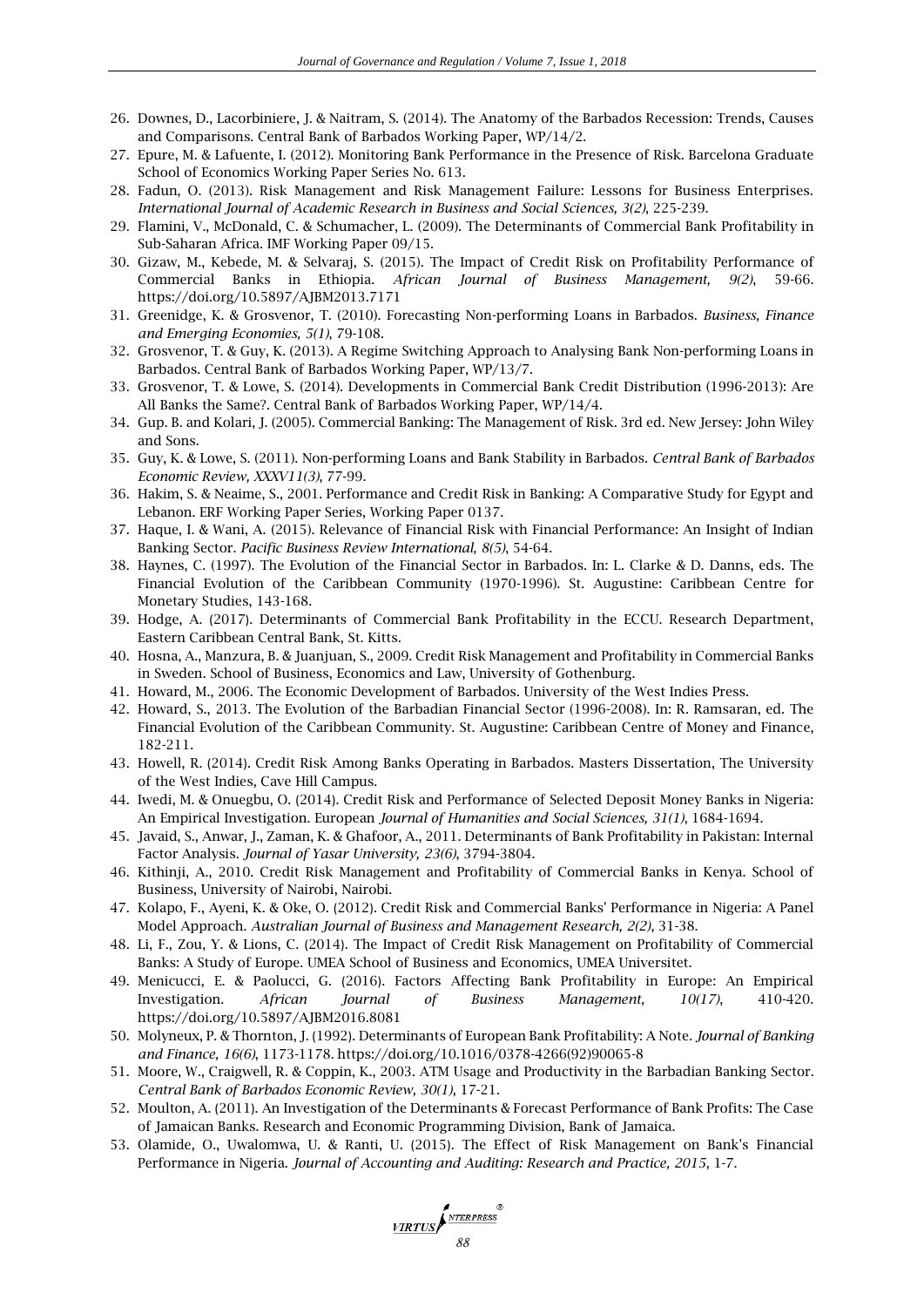26. Downes, D., Lacorbiniere, J. & Naitram, S. (2014). The Anatomy of the Barbados Recession: Trends, Causes and Comparisons. Central Bank of Barbados Working Paper, WP/14/2.
27. Epure, M. & Lafuente, I. (2012). Monitoring Bank Performance in the Presence of Risk. Barcelona Graduate School of Economics Working Paper Series No. 613.
28. Fadun, O. (2013). Risk Management and Risk Management Failure: Lessons for Business Enterprises. *International Journal of Academic Research in Business and Social Sciences, 3(2)*, 225-239.
29. Flamini, V., McDonald, C. & Schumacher, L. (2009). The Determinants of Commercial Bank Profitability in Sub-Saharan Africa. IMF Working Paper 09/15.
30. Gizaw, M., Kebede, M. & Selvaraj, S. (2015). The Impact of Credit Risk on Profitability Performance of Commercial Banks in Ethiopia. *African Journal of Business Management, 9(2)*, 59-66. https://doi.org/10.5897/AJBM2013.7171
31. Greenidge, K. & Grosvenor, T. (2010). Forecasting Non-performing Loans in Barbados. *Business, Finance and Emerging Economies, 5(1)*, 79-108.
32. Grosvenor, T. & Guy, K. (2013). A Regime Switching Approach to Analysing Bank Non-performing Loans in Barbados. Central Bank of Barbados Working Paper, WP/13/7.
33. Grosvenor, T. & Lowe, S. (2014). Developments in Commercial Bank Credit Distribution (1996-2013): Are All Banks the Same?. Central Bank of Barbados Working Paper, WP/14/4.
34. Gup. B. and Kolari, J. (2005). Commercial Banking: The Management of Risk. 3rd ed. New Jersey: John Wiley and Sons.
35. Guy, K. & Lowe, S. (2011). Non-performing Loans and Bank Stability in Barbados. *Central Bank of Barbados Economic Review, XXXV11(3)*, 77-99.
36. Hakim, S. & Neaime, S., 2001. Performance and Credit Risk in Banking: A Comparative Study for Egypt and Lebanon. ERF Working Paper Series, Working Paper 0137.
37. Haque, I. & Wani, A. (2015). Relevance of Financial Risk with Financial Performance: An Insight of Indian Banking Sector. *Pacific Business Review International, 8(5)*, 54-64.
38. Haynes, C. (1997). The Evolution of the Financial Sector in Barbados. In: L. Clarke & D. Danns, eds. The Financial Evolution of the Caribbean Community (1970-1996). St. Augustine: Caribbean Centre for Monetary Studies, 143-168.
39. Hodge, A. (2017). Determinants of Commercial Bank Profitability in the ECCU. Research Department, Eastern Caribbean Central Bank, St. Kitts.
40. Hosna, A., Manzura, B. & Juanjuan, S., 2009. Credit Risk Management and Profitability in Commercial Banks in Sweden. School of Business, Economics and Law, University of Gothenburg.
41. Howard, M., 2006. The Economic Development of Barbados. University of the West Indies Press.
42. Howard, S., 2013. The Evolution of the Barbadian Financial Sector (1996-2008). In: R. Ramsaran, ed. The Financial Evolution of the Caribbean Community. St. Augustine: Caribbean Centre of Money and Finance, 182-211.
43. Howell, R. (2014). Credit Risk Among Banks Operating in Barbados. Masters Dissertation, The University of the West Indies, Cave Hill Campus.
44. Iwedi, M. & Onuegbu, O. (2014). Credit Risk and Performance of Selected Deposit Money Banks in Nigeria: An Empirical Investigation. European *Journal of Humanities and Social Sciences, 31(1)*, 1684-1694.
45. Javaid, S., Anwar, J., Zaman, K. & Ghafoor, A., 2011. Determinants of Bank Profitability in Pakistan: Internal Factor Analysis. *Journal of Yasar University, 23(6)*, 3794-3804.
46. Kithinji, A., 2010. Credit Risk Management and Profitability of Commercial Banks in Kenya. School of Business, University of Nairobi, Nairobi.
47. Kolapo, F., Ayeni, K. & Oke, O. (2012). Credit Risk and Commercial Banks' Performance in Nigeria: A Panel Model Approach. *Australian Journal of Business and Management Research, 2(2)*, 31-38.
48. Li, F., Zou, Y. & Lions, C. (2014). The Impact of Credit Risk Management on Profitability of Commercial Banks: A Study of Europe. UMEA School of Business and Economics, UMEA Universitet.
49. Menicucci, E. & Paolucci, G. (2016). Factors Affecting Bank Profitability in Europe: An Empirical Investigation. *African Journal of Business Management, 10(17)*, 410-420. https://doi.org/10.5897/AJBM2016.8081
50. Molyneux, P. & Thornton, J. (1992). Determinants of European Bank Profitability: A Note. *Journal of Banking and Finance, 16(6)*, 1173-1178. https://doi.org/10.1016/0378-4266(92)90065-8
51. Moore, W., Craigwell, R. & Coppin, K., 2003. ATM Usage and Productivity in the Barbadian Banking Sector. *Central Bank of Barbados Economic Review, 30(1)*, 17-21.
52. Moulton, A. (2011). An Investigation of the Determinants & Forecast Performance of Bank Profits: The Case of Jamaican Banks. Research and Economic Programming Division, Bank of Jamaica.
53. Olamide, O., Uwalomwa, U. & Ranti, U. (2015). The Effect of Risk Management on Bank's Financial Performance in Nigeria. *Journal of Accounting and Auditing: Research and Practice, 2015*, 1-7.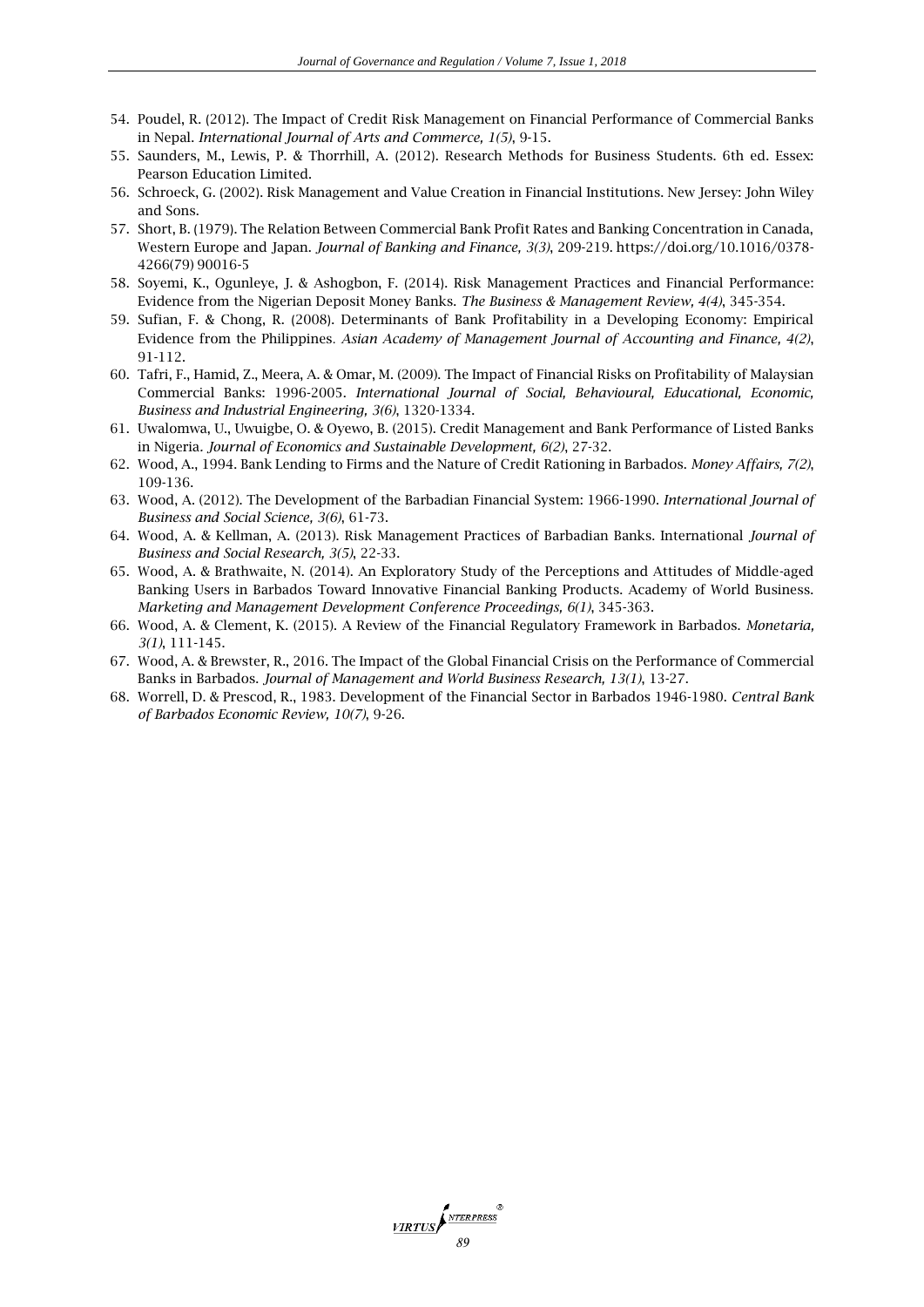54. Poudel, R. (2012). The Impact of Credit Risk Management on Financial Performance of Commercial Banks in Nepal. *International Journal of Arts and Commerce, 1(5)*, 9-15.
55. Saunders, M., Lewis, P. & Thorrhill, A. (2012). Research Methods for Business Students. 6th ed. Essex: Pearson Education Limited.
56. Schroeck, G. (2002). Risk Management and Value Creation in Financial Institutions. New Jersey: John Wiley and Sons.
57. Short, B. (1979). The Relation Between Commercial Bank Profit Rates and Banking Concentration in Canada, Western Europe and Japan. *Journal of Banking and Finance, 3(3)*, 209-219. https://doi.org/10.1016/0378-4266(79) 90016-5
58. Soyemi, K., Ogunleye, J. & Ashogbon, F. (2014). Risk Management Practices and Financial Performance: Evidence from the Nigerian Deposit Money Banks. *The Business & Management Review, 4(4)*, 345-354.
59. Sufian, F. & Chong, R. (2008). Determinants of Bank Profitability in a Developing Economy: Empirical Evidence from the Philippines. *Asian Academy of Management Journal of Accounting and Finance, 4(2)*, 91-112.
60. Tafri, F., Hamid, Z., Meera, A. & Omar, M. (2009). The Impact of Financial Risks on Profitability of Malaysian Commercial Banks: 1996-2005. *International Journal of Social, Behavioural, Educational, Economic, Business and Industrial Engineering, 3(6)*, 1320-1334.
61. Uwalomwa, U., Uwuigbe, O. & Oyewo, B. (2015). Credit Management and Bank Performance of Listed Banks in Nigeria. *Journal of Economics and Sustainable Development, 6(2)*, 27-32.
62. Wood, A., 1994. Bank Lending to Firms and the Nature of Credit Rationing in Barbados. *Money Affairs, 7(2)*, 109-136.
63. Wood, A. (2012). The Development of the Barbadian Financial System: 1966-1990. *International Journal of Business and Social Science, 3(6)*, 61-73.
64. Wood, A. & Kellman, A. (2013). Risk Management Practices of Barbadian Banks. International *Journal of Business and Social Research, 3(5)*, 22-33.
65. Wood, A. & Brathwaite, N. (2014). An Exploratory Study of the Perceptions and Attitudes of Middle-aged Banking Users in Barbados Toward Innovative Financial Banking Products. Academy of World Business. *Marketing and Management Development Conference Proceedings, 6(1)*, 345-363.
66. Wood, A. & Clement, K. (2015). A Review of the Financial Regulatory Framework in Barbados. *Monetaria, 3(1)*, 111-145.
67. Wood, A. & Brewster, R., 2016. The Impact of the Global Financial Crisis on the Performance of Commercial Banks in Barbados. *Journal of Management and World Business Research, 13(1)*, 13-27.
68. Worrell, D. & Prescod, R., 1983. Development of the Financial Sector in Barbados 1946-1980. *Central Bank of Barbados Economic Review, 10(7)*, 9-26.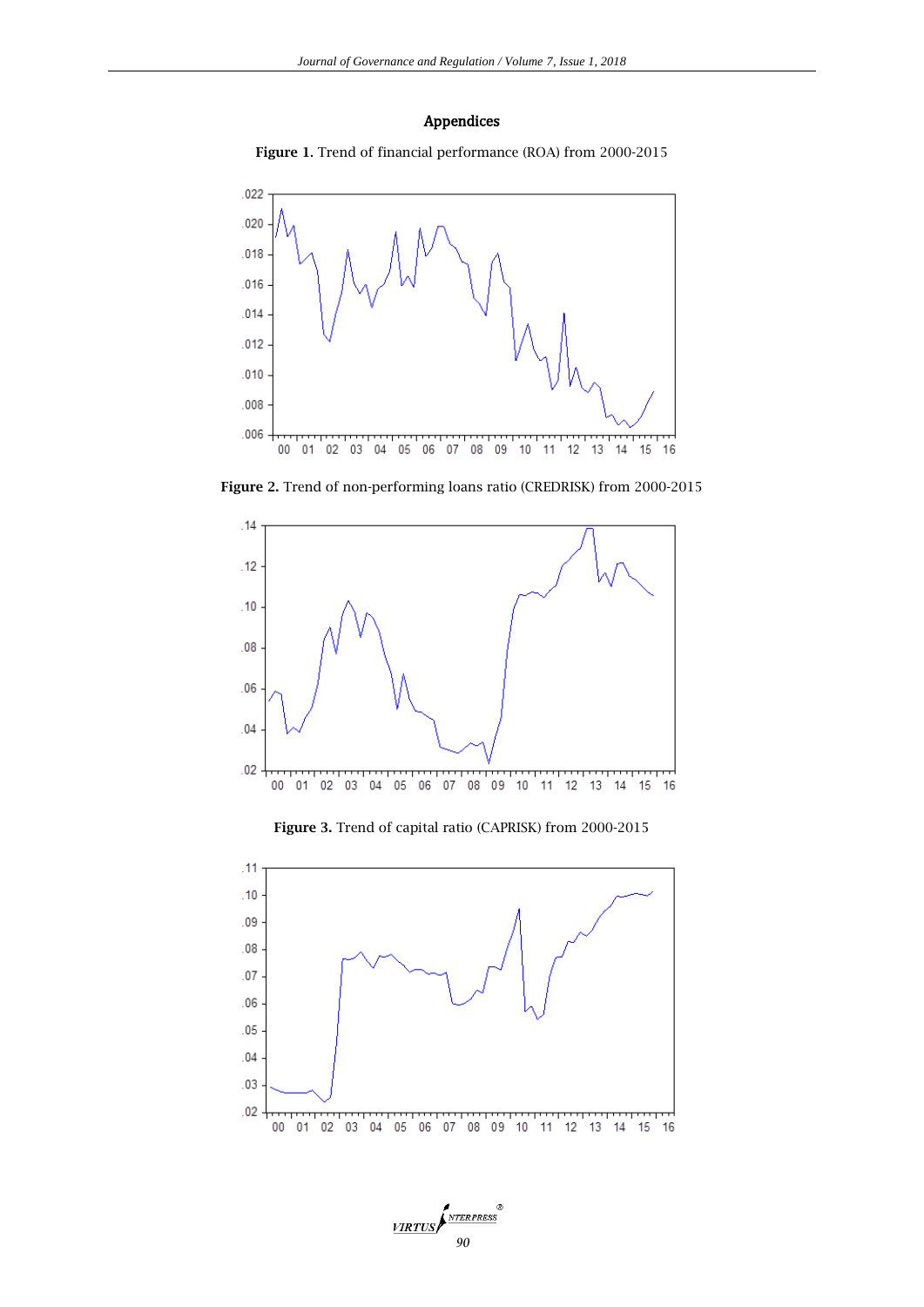## Appendices

**Figure 1**. Trend of financial performance (ROA) from 2000-2015

**Figure 2.** Trend of non-performing loans ratio (CREDRISK) from 2000-2015

**Figure 3.** Trend of capital ratio (CAPRISK) from 2000-2015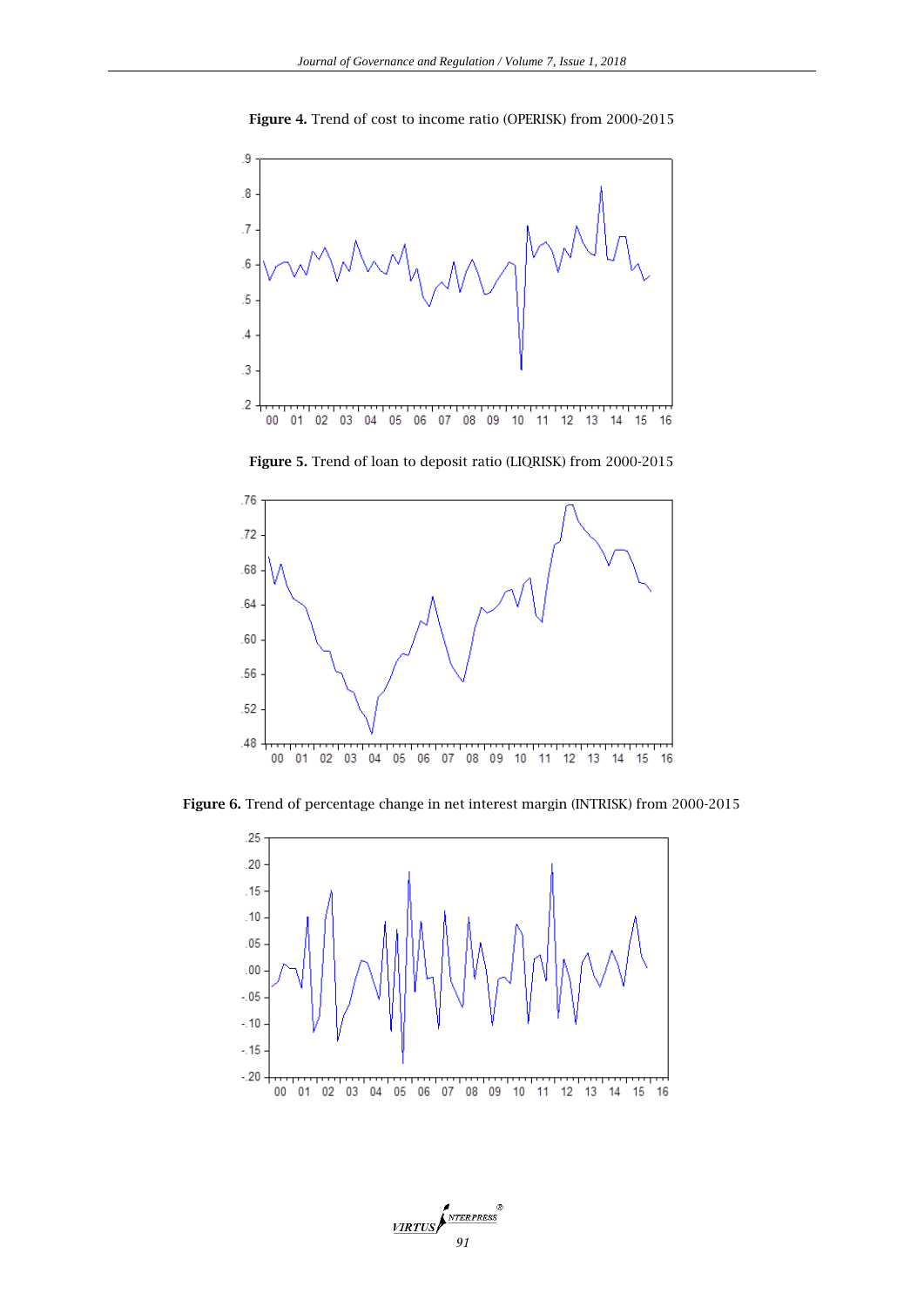**Figure 4.** Trend of cost to income ratio (OPERISK) from 2000-2015

**Figure 5.** Trend of loan to deposit ratio (LIQRISK) from 2000-2015

**Figure 6.** Trend of percentage change in net interest margin (INTRISK) from 2000-2015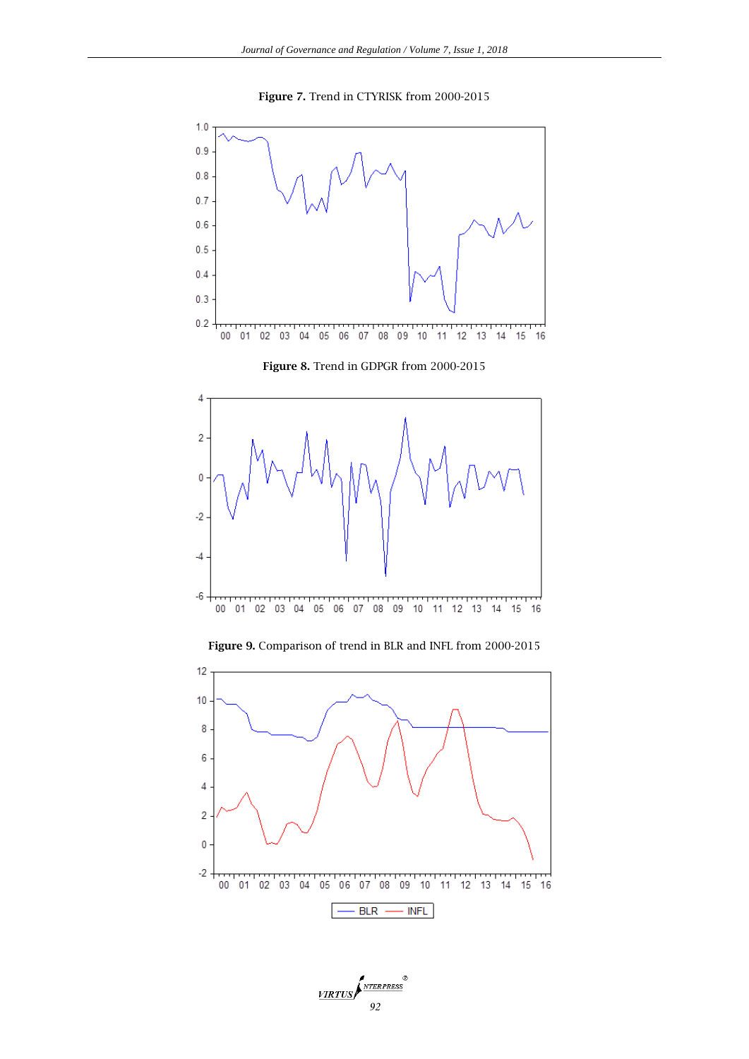**Figure 7.** Trend in CTYRISK from 2000-2015

**Figure 8.** Trend in GDPGR from 2000-2015

**Figure 9.** Comparison of trend in BLR and INFL from 2000-2015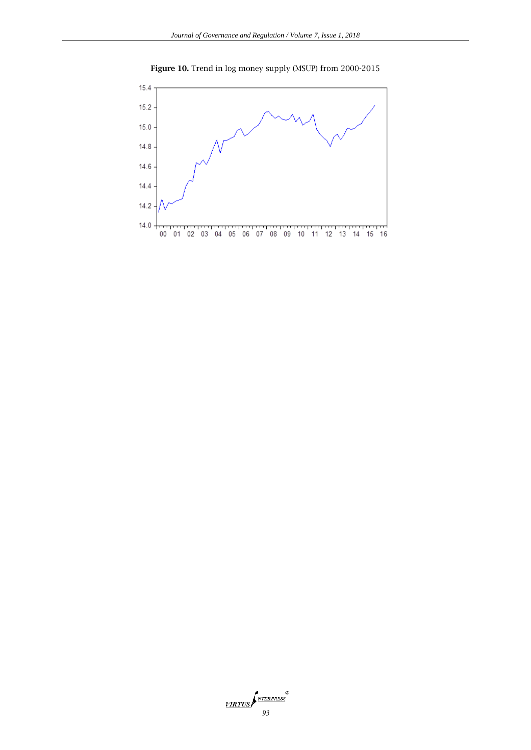**Figure 10.** Trend in log money supply (MSUP) from 2000-2015

15.4
15.2
15.0
14.8
14.6
14.4
14.2
14.0

00 01 02 03 04 05 06 07 08 09 10 11 12 13 14 15 16